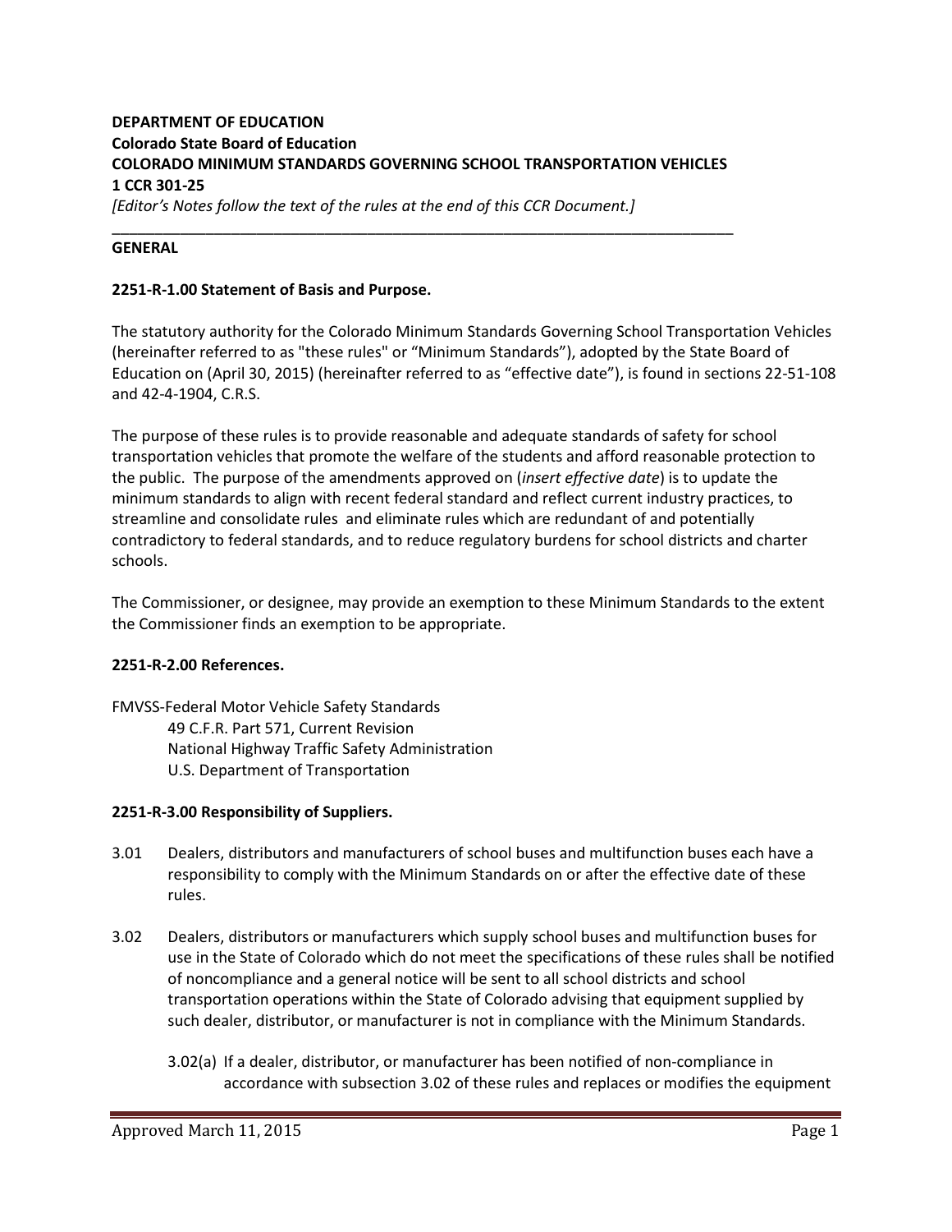**DEPARTMENT OF EDUCATION**
**Colorado State Board of Education**
**COLORADO MINIMUM STANDARDS GOVERNING SCHOOL TRANSPORTATION VEHICLES**
**1 CCR 301-25**
*[Editor's Notes follow the text of the rules at the end of this CCR Document.]*

---

**GENERAL**

**2251-R-1.00 Statement of Basis and Purpose.**

The statutory authority for the Colorado Minimum Standards Governing School Transportation Vehicles (hereinafter referred to as "these rules" or "Minimum Standards"), adopted by the State Board of Education on (April 30, 2015) (hereinafter referred to as "effective date"), is found in sections 22-51-108 and 42-4-1904, C.R.S.

The purpose of these rules is to provide reasonable and adequate standards of safety for school transportation vehicles that promote the welfare of the students and afford reasonable protection to the public. The purpose of the amendments approved on (*insert effective date*) is to update the minimum standards to align with recent federal standard and reflect current industry practices, to streamline and consolidate rules and eliminate rules which are redundant of and potentially contradictory to federal standards, and to reduce regulatory burdens for school districts and charter schools.

The Commissioner, or designee, may provide an exemption to these Minimum Standards to the extent the Commissioner finds an exemption to be appropriate.

**2251-R-2.00 References.**

FMVSS-Federal Motor Vehicle Safety Standards
    49 C.F.R. Part 571, Current Revision
    National Highway Traffic Safety Administration
    U.S. Department of Transportation

**2251-R-3.00 Responsibility of Suppliers.**

3.01 Dealers, distributors and manufacturers of school buses and multifunction buses each have a responsibility to comply with the Minimum Standards on or after the effective date of these rules.

3.02 Dealers, distributors or manufacturers which supply school buses and multifunction buses for use in the State of Colorado which do not meet the specifications of these rules shall be notified of noncompliance and a general notice will be sent to all school districts and school transportation operations within the State of Colorado advising that equipment supplied by such dealer, distributor, or manufacturer is not in compliance with the Minimum Standards.

3.02(a) If a dealer, distributor, or manufacturer has been notified of non-compliance in accordance with subsection 3.02 of these rules and replaces or modifies the equipment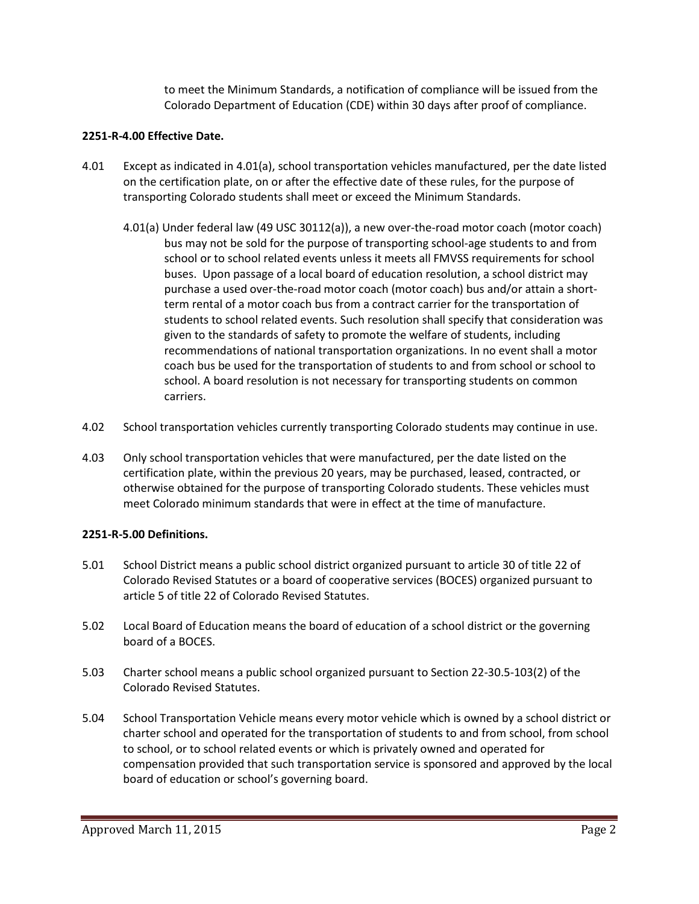to meet the Minimum Standards, a notification of compliance will be issued from the Colorado Department of Education (CDE) within 30 days after proof of compliance.

**2251-R-4.00 Effective Date.**

4.01 Except as indicated in 4.01(a), school transportation vehicles manufactured, per the date listed on the certification plate, on or after the effective date of these rules, for the purpose of transporting Colorado students shall meet or exceed the Minimum Standards.

4.01(a) Under federal law (49 USC 30112(a)), a new over-the-road motor coach (motor coach) bus may not be sold for the purpose of transporting school-age students to and from school or to school related events unless it meets all FMVSS requirements for school buses. Upon passage of a local board of education resolution, a school district may purchase a used over-the-road motor coach (motor coach) bus and/or attain a short-term rental of a motor coach bus from a contract carrier for the transportation of students to school related events. Such resolution shall specify that consideration was given to the standards of safety to promote the welfare of students, including recommendations of national transportation organizations. In no event shall a motor coach bus be used for the transportation of students to and from school or school to school. A board resolution is not necessary for transporting students on common carriers.

4.02 School transportation vehicles currently transporting Colorado students may continue in use.

4.03 Only school transportation vehicles that were manufactured, per the date listed on the certification plate, within the previous 20 years, may be purchased, leased, contracted, or otherwise obtained for the purpose of transporting Colorado students. These vehicles must meet Colorado minimum standards that were in effect at the time of manufacture.

**2251-R-5.00 Definitions.**

5.01 School District means a public school district organized pursuant to article 30 of title 22 of Colorado Revised Statutes or a board of cooperative services (BOCES) organized pursuant to article 5 of title 22 of Colorado Revised Statutes.

5.02 Local Board of Education means the board of education of a school district or the governing board of a BOCES.

5.03 Charter school means a public school organized pursuant to Section 22-30.5-103(2) of the Colorado Revised Statutes.

5.04 School Transportation Vehicle means every motor vehicle which is owned by a school district or charter school and operated for the transportation of students to and from school, from school to school, or to school related events or which is privately owned and operated for compensation provided that such transportation service is sponsored and approved by the local board of education or school's governing board.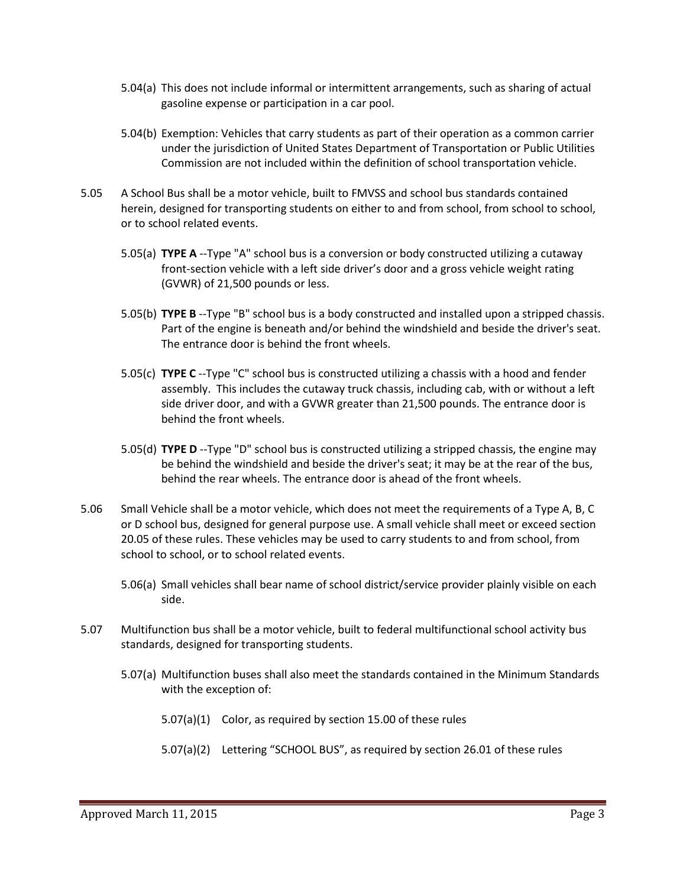5.04(a) This does not include informal or intermittent arrangements, such as sharing of actual gasoline expense or participation in a car pool.

5.04(b) Exemption: Vehicles that carry students as part of their operation as a common carrier under the jurisdiction of United States Department of Transportation or Public Utilities Commission are not included within the definition of school transportation vehicle.

5.05 A School Bus shall be a motor vehicle, built to FMVSS and school bus standards contained herein, designed for transporting students on either to and from school, from school to school, or to school related events.

5.05(a) **TYPE A** --Type "A" school bus is a conversion or body constructed utilizing a cutaway front-section vehicle with a left side driver's door and a gross vehicle weight rating (GVWR) of 21,500 pounds or less.

5.05(b) **TYPE B** --Type "B" school bus is a body constructed and installed upon a stripped chassis. Part of the engine is beneath and/or behind the windshield and beside the driver's seat. The entrance door is behind the front wheels.

5.05(c) **TYPE C** --Type "C" school bus is constructed utilizing a chassis with a hood and fender assembly. This includes the cutaway truck chassis, including cab, with or without a left side driver door, and with a GVWR greater than 21,500 pounds. The entrance door is behind the front wheels.

5.05(d) **TYPE D** --Type "D" school bus is constructed utilizing a stripped chassis, the engine may be behind the windshield and beside the driver's seat; it may be at the rear of the bus, behind the rear wheels. The entrance door is ahead of the front wheels.

5.06 Small Vehicle shall be a motor vehicle, which does not meet the requirements of a Type A, B, C or D school bus, designed for general purpose use. A small vehicle shall meet or exceed section 20.05 of these rules. These vehicles may be used to carry students to and from school, from school to school, or to school related events.

5.06(a) Small vehicles shall bear name of school district/service provider plainly visible on each side.

5.07 Multifunction bus shall be a motor vehicle, built to federal multifunctional school activity bus standards, designed for transporting students.

5.07(a) Multifunction buses shall also meet the standards contained in the Minimum Standards with the exception of:

5.07(a)(1) Color, as required by section 15.00 of these rules

5.07(a)(2) Lettering "SCHOOL BUS", as required by section 26.01 of these rules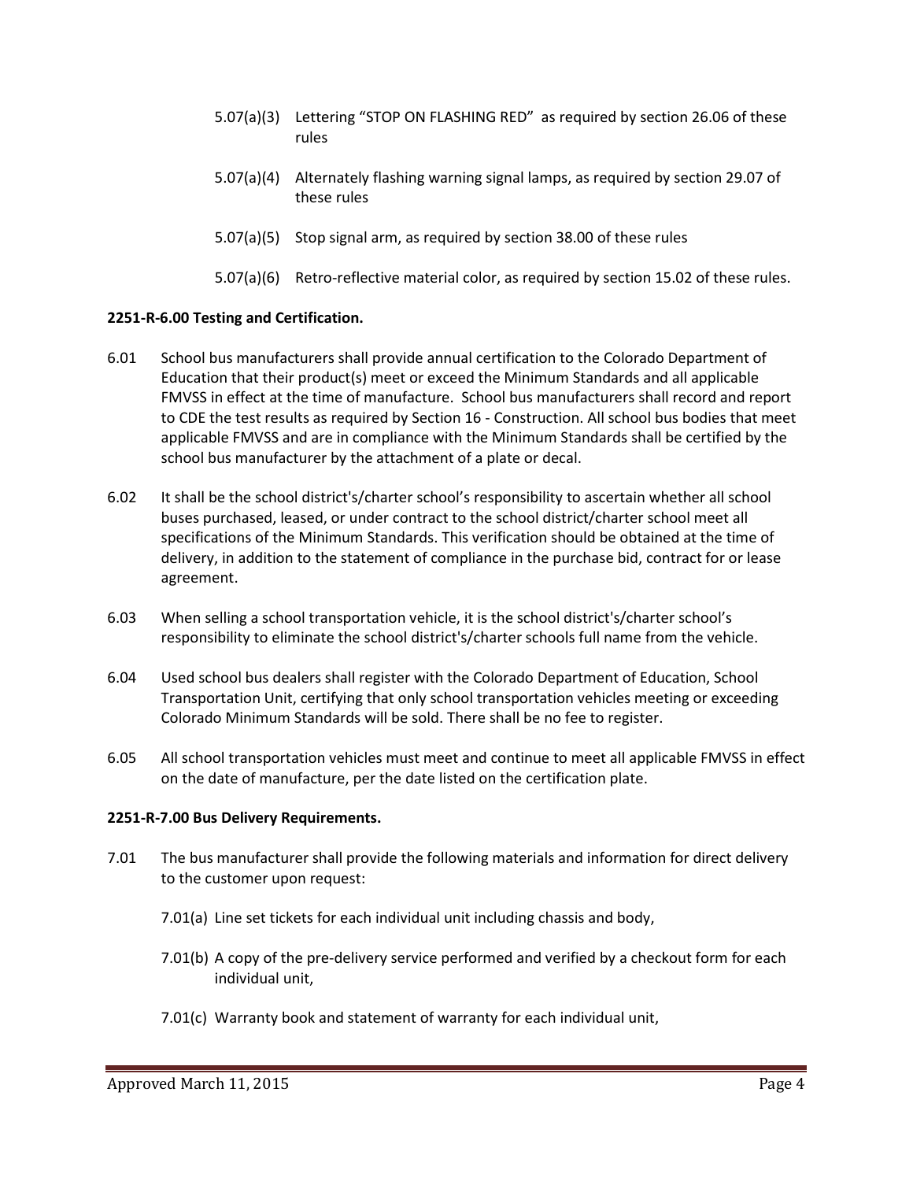5.07(a)(3) Lettering "STOP ON FLASHING RED" as required by section 26.06 of these rules

5.07(a)(4) Alternately flashing warning signal lamps, as required by section 29.07 of these rules

5.07(a)(5) Stop signal arm, as required by section 38.00 of these rules

5.07(a)(6) Retro-reflective material color, as required by section 15.02 of these rules.

**2251-R-6.00 Testing and Certification.**

6.01 School bus manufacturers shall provide annual certification to the Colorado Department of Education that their product(s) meet or exceed the Minimum Standards and all applicable FMVSS in effect at the time of manufacture. School bus manufacturers shall record and report to CDE the test results as required by Section 16 - Construction. All school bus bodies that meet applicable FMVSS and are in compliance with the Minimum Standards shall be certified by the school bus manufacturer by the attachment of a plate or decal.

6.02 It shall be the school district's/charter school's responsibility to ascertain whether all school buses purchased, leased, or under contract to the school district/charter school meet all specifications of the Minimum Standards. This verification should be obtained at the time of delivery, in addition to the statement of compliance in the purchase bid, contract for or lease agreement.

6.03 When selling a school transportation vehicle, it is the school district's/charter school's responsibility to eliminate the school district's/charter schools full name from the vehicle.

6.04 Used school bus dealers shall register with the Colorado Department of Education, School Transportation Unit, certifying that only school transportation vehicles meeting or exceeding Colorado Minimum Standards will be sold. There shall be no fee to register.

6.05 All school transportation vehicles must meet and continue to meet all applicable FMVSS in effect on the date of manufacture, per the date listed on the certification plate.

**2251-R-7.00 Bus Delivery Requirements.**

7.01 The bus manufacturer shall provide the following materials and information for direct delivery to the customer upon request:

7.01(a) Line set tickets for each individual unit including chassis and body,

7.01(b) A copy of the pre-delivery service performed and verified by a checkout form for each individual unit,

7.01(c) Warranty book and statement of warranty for each individual unit,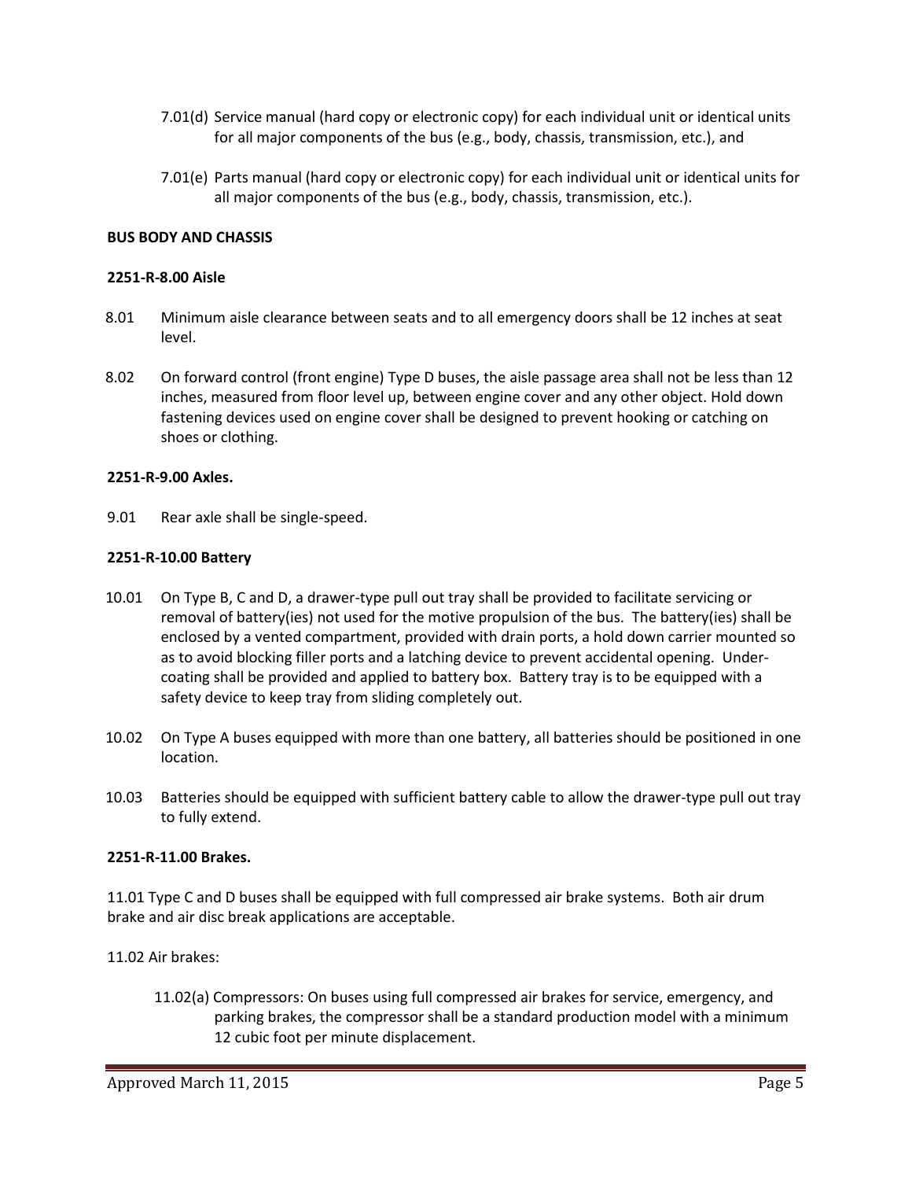7.01(d) Service manual (hard copy or electronic copy) for each individual unit or identical units for all major components of the bus (e.g., body, chassis, transmission, etc.), and

7.01(e) Parts manual (hard copy or electronic copy) for each individual unit or identical units for all major components of the bus (e.g., body, chassis, transmission, etc.).

**BUS BODY AND CHASSIS**

**2251-R-8.00 Aisle**

8.01 Minimum aisle clearance between seats and to all emergency doors shall be 12 inches at seat level.

8.02 On forward control (front engine) Type D buses, the aisle passage area shall not be less than 12 inches, measured from floor level up, between engine cover and any other object. Hold down fastening devices used on engine cover shall be designed to prevent hooking or catching on shoes or clothing.

**2251-R-9.00 Axles.**

9.01 Rear axle shall be single-speed.

**2251-R-10.00 Battery**

10.01 On Type B, C and D, a drawer-type pull out tray shall be provided to facilitate servicing or removal of battery(ies) not used for the motive propulsion of the bus. The battery(ies) shall be enclosed by a vented compartment, provided with drain ports, a hold down carrier mounted so as to avoid blocking filler ports and a latching device to prevent accidental opening. Under-coating shall be provided and applied to battery box. Battery tray is to be equipped with a safety device to keep tray from sliding completely out.

10.02 On Type A buses equipped with more than one battery, all batteries should be positioned in one location.

10.03 Batteries should be equipped with sufficient battery cable to allow the drawer-type pull out tray to fully extend.

**2251-R-11.00 Brakes.**

11.01 Type C and D buses shall be equipped with full compressed air brake systems. Both air drum brake and air disc break applications are acceptable.

11.02 Air brakes:

11.02(a) Compressors: On buses using full compressed air brakes for service, emergency, and parking brakes, the compressor shall be a standard production model with a minimum 12 cubic foot per minute displacement.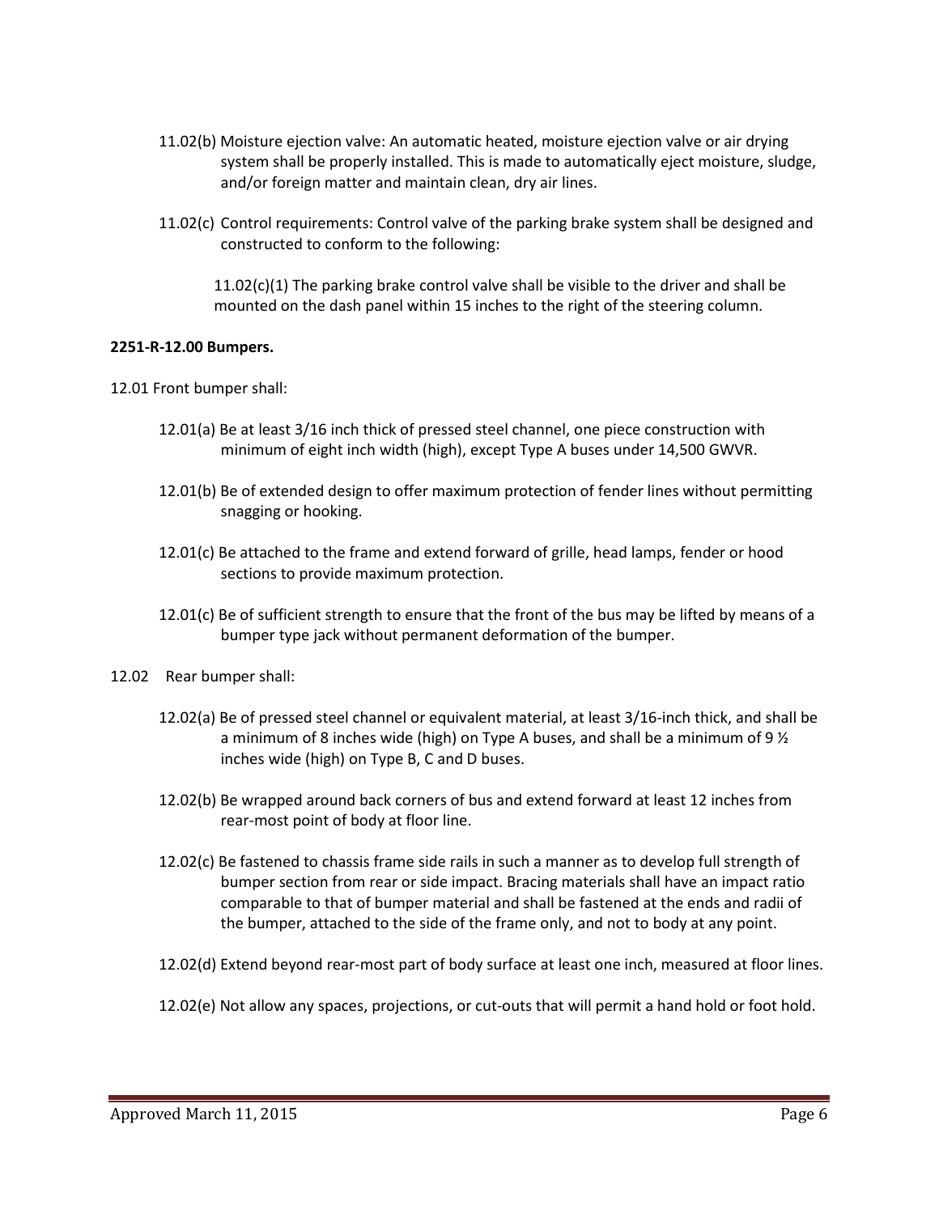11.02(b) Moisture ejection valve: An automatic heated, moisture ejection valve or air drying system shall be properly installed. This is made to automatically eject moisture, sludge, and/or foreign matter and maintain clean, dry air lines.

11.02(c) Control requirements: Control valve of the parking brake system shall be designed and constructed to conform to the following:

11.02(c)(1) The parking brake control valve shall be visible to the driver and shall be mounted on the dash panel within 15 inches to the right of the steering column.

**2251-R-12.00 Bumpers.**

12.01 Front bumper shall:

12.01(a) Be at least 3/16 inch thick of pressed steel channel, one piece construction with minimum of eight inch width (high), except Type A buses under 14,500 GWVR.

12.01(b) Be of extended design to offer maximum protection of fender lines without permitting snagging or hooking.

12.01(c) Be attached to the frame and extend forward of grille, head lamps, fender or hood sections to provide maximum protection.

12.01(c) Be of sufficient strength to ensure that the front of the bus may be lifted by means of a bumper type jack without permanent deformation of the bumper.

12.02 Rear bumper shall:

12.02(a) Be of pressed steel channel or equivalent material, at least 3/16-inch thick, and shall be a minimum of 8 inches wide (high) on Type A buses, and shall be a minimum of 9 ½ inches wide (high) on Type B, C and D buses.

12.02(b) Be wrapped around back corners of bus and extend forward at least 12 inches from rear-most point of body at floor line.

12.02(c) Be fastened to chassis frame side rails in such a manner as to develop full strength of bumper section from rear or side impact. Bracing materials shall have an impact ratio comparable to that of bumper material and shall be fastened at the ends and radii of the bumper, attached to the side of the frame only, and not to body at any point.

12.02(d) Extend beyond rear-most part of body surface at least one inch, measured at floor lines.

12.02(e) Not allow any spaces, projections, or cut-outs that will permit a hand hold or foot hold.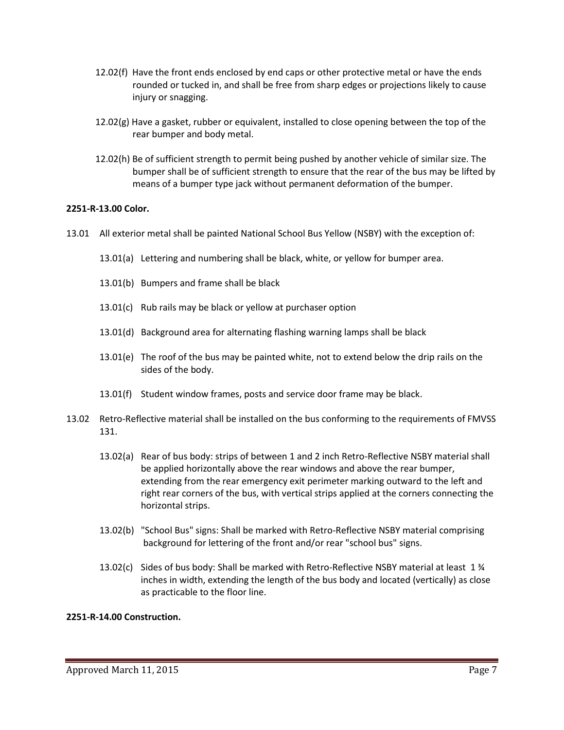12.02(f) Have the front ends enclosed by end caps or other protective metal or have the ends rounded or tucked in, and shall be free from sharp edges or projections likely to cause injury or snagging.

12.02(g) Have a gasket, rubber or equivalent, installed to close opening between the top of the rear bumper and body metal.

12.02(h) Be of sufficient strength to permit being pushed by another vehicle of similar size. The bumper shall be of sufficient strength to ensure that the rear of the bus may be lifted by means of a bumper type jack without permanent deformation of the bumper.

**2251-R-13.00 Color.**

13.01 All exterior metal shall be painted National School Bus Yellow (NSBY) with the exception of:

13.01(a) Lettering and numbering shall be black, white, or yellow for bumper area.

13.01(b) Bumpers and frame shall be black

13.01(c) Rub rails may be black or yellow at purchaser option

13.01(d) Background area for alternating flashing warning lamps shall be black

13.01(e) The roof of the bus may be painted white, not to extend below the drip rails on the sides of the body.

13.01(f) Student window frames, posts and service door frame may be black.

13.02 Retro-Reflective material shall be installed on the bus conforming to the requirements of FMVSS 131.

13.02(a) Rear of bus body: strips of between 1 and 2 inch Retro-Reflective NSBY material shall be applied horizontally above the rear windows and above the rear bumper, extending from the rear emergency exit perimeter marking outward to the left and right rear corners of the bus, with vertical strips applied at the corners connecting the horizontal strips.

13.02(b) "School Bus" signs: Shall be marked with Retro-Reflective NSBY material comprising background for lettering of the front and/or rear "school bus" signs.

13.02(c) Sides of bus body: Shall be marked with Retro-Reflective NSBY material at least 1 ¾ inches in width, extending the length of the bus body and located (vertically) as close as practicable to the floor line.

**2251-R-14.00 Construction.**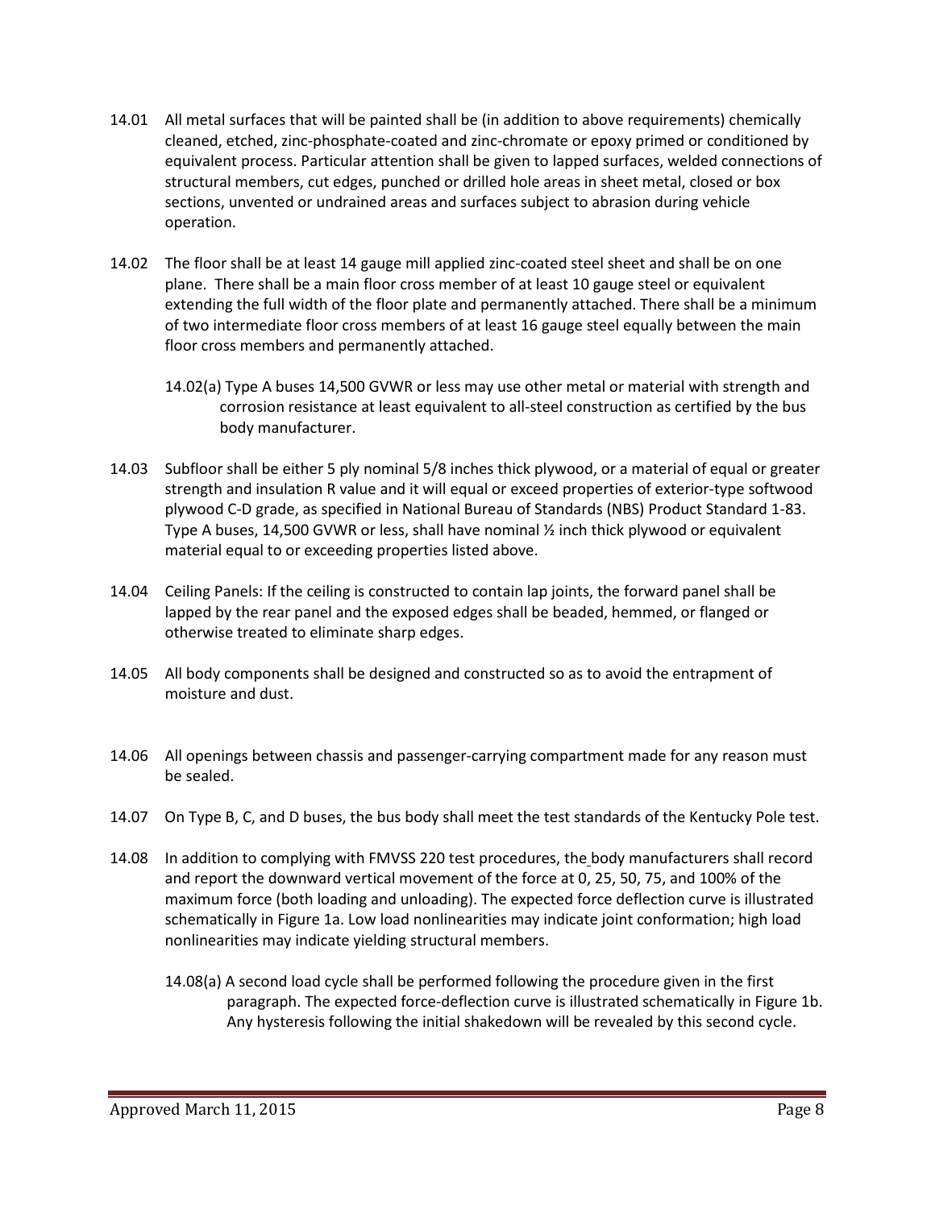14.01 All metal surfaces that will be painted shall be (in addition to above requirements) chemically cleaned, etched, zinc-phosphate-coated and zinc-chromate or epoxy primed or conditioned by equivalent process. Particular attention shall be given to lapped surfaces, welded connections of structural members, cut edges, punched or drilled hole areas in sheet metal, closed or box sections, unvented or undrained areas and surfaces subject to abrasion during vehicle operation.

14.02 The floor shall be at least 14 gauge mill applied zinc-coated steel sheet and shall be on one plane. There shall be a main floor cross member of at least 10 gauge steel or equivalent extending the full width of the floor plate and permanently attached. There shall be a minimum of two intermediate floor cross members of at least 16 gauge steel equally between the main floor cross members and permanently attached.

14.02(a) Type A buses 14,500 GVWR or less may use other metal or material with strength and corrosion resistance at least equivalent to all-steel construction as certified by the bus body manufacturer.

14.03 Subfloor shall be either 5 ply nominal 5/8 inches thick plywood, or a material of equal or greater strength and insulation R value and it will equal or exceed properties of exterior-type softwood plywood C-D grade, as specified in National Bureau of Standards (NBS) Product Standard 1-83. Type A buses, 14,500 GVWR or less, shall have nominal ½ inch thick plywood or equivalent material equal to or exceeding properties listed above.

14.04 Ceiling Panels: If the ceiling is constructed to contain lap joints, the forward panel shall be lapped by the rear panel and the exposed edges shall be beaded, hemmed, or flanged or otherwise treated to eliminate sharp edges.

14.05 All body components shall be designed and constructed so as to avoid the entrapment of moisture and dust.

14.06 All openings between chassis and passenger-carrying compartment made for any reason must be sealed.

14.07 On Type B, C, and D buses, the bus body shall meet the test standards of the Kentucky Pole test.

14.08 In addition to complying with FMVSS 220 test procedures, the body manufacturers shall record and report the downward vertical movement of the force at 0, 25, 50, 75, and 100% of the maximum force (both loading and unloading). The expected force deflection curve is illustrated schematically in Figure 1a. Low load nonlinearities may indicate joint conformation; high load nonlinearities may indicate yielding structural members.

14.08(a) A second load cycle shall be performed following the procedure given in the first paragraph. The expected force-deflection curve is illustrated schematically in Figure 1b. Any hysteresis following the initial shakedown will be revealed by this second cycle.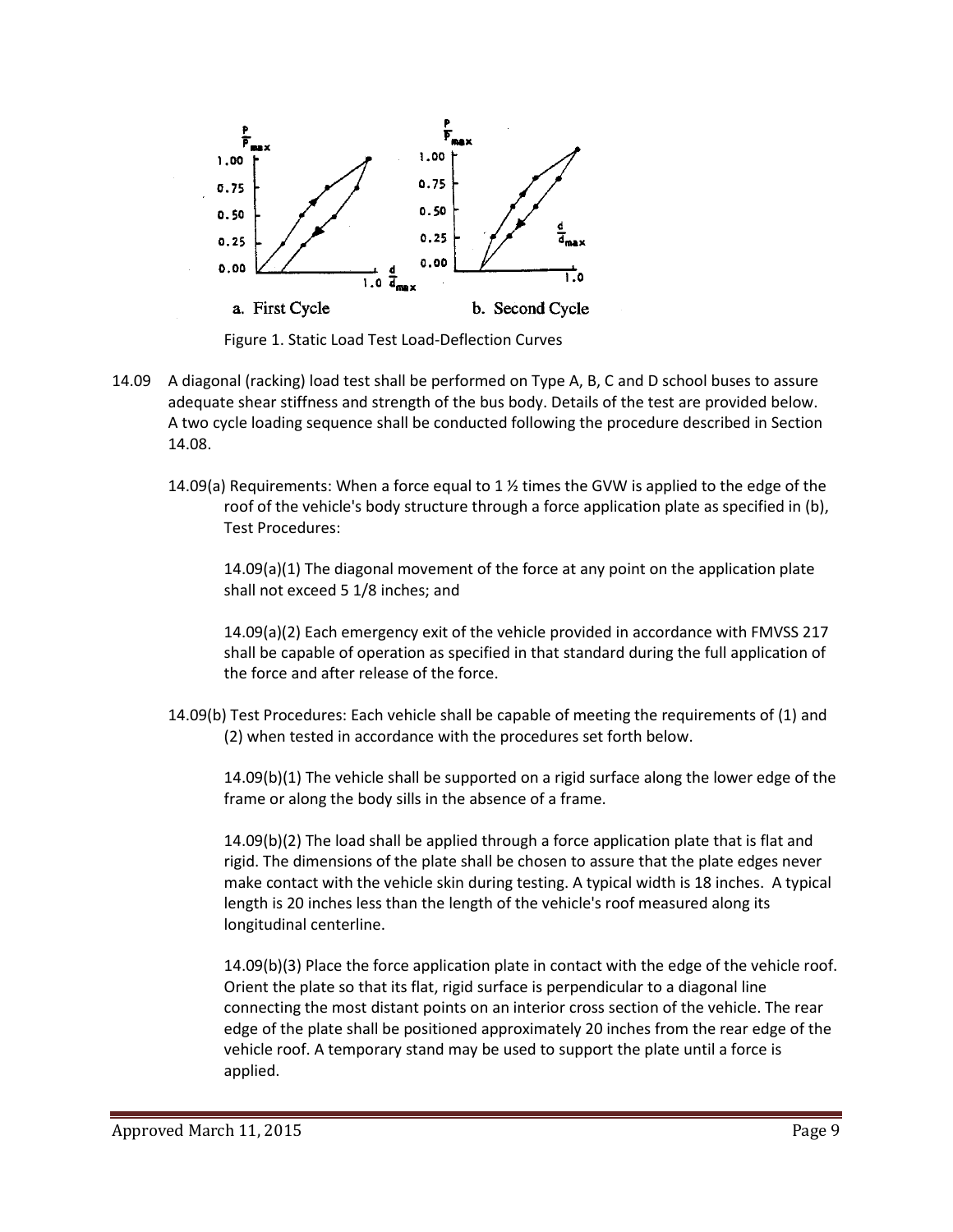Figure 1. Static Load Test Load-Deflection Curves

14.09 A diagonal (racking) load test shall be performed on Type A, B, C and D school buses to assure adequate shear stiffness and strength of the bus body. Details of the test are provided below. A two cycle loading sequence shall be conducted following the procedure described in Section 14.08.

14.09(a) Requirements: When a force equal to 1 ½ times the GVW is applied to the edge of the roof of the vehicle's body structure through a force application plate as specified in (b), Test Procedures:

14.09(a)(1) The diagonal movement of the force at any point on the application plate shall not exceed 5 1/8 inches; and

14.09(a)(2) Each emergency exit of the vehicle provided in accordance with FMVSS 217 shall be capable of operation as specified in that standard during the full application of the force and after release of the force.

14.09(b) Test Procedures: Each vehicle shall be capable of meeting the requirements of (1) and (2) when tested in accordance with the procedures set forth below.

14.09(b)(1) The vehicle shall be supported on a rigid surface along the lower edge of the frame or along the body sills in the absence of a frame.

14.09(b)(2) The load shall be applied through a force application plate that is flat and rigid. The dimensions of the plate shall be chosen to assure that the plate edges never make contact with the vehicle skin during testing. A typical width is 18 inches. A typical length is 20 inches less than the length of the vehicle's roof measured along its longitudinal centerline.

14.09(b)(3) Place the force application plate in contact with the edge of the vehicle roof. Orient the plate so that its flat, rigid surface is perpendicular to a diagonal line connecting the most distant points on an interior cross section of the vehicle. The rear edge of the plate shall be positioned approximately 20 inches from the rear edge of the vehicle roof. A temporary stand may be used to support the plate until a force is applied.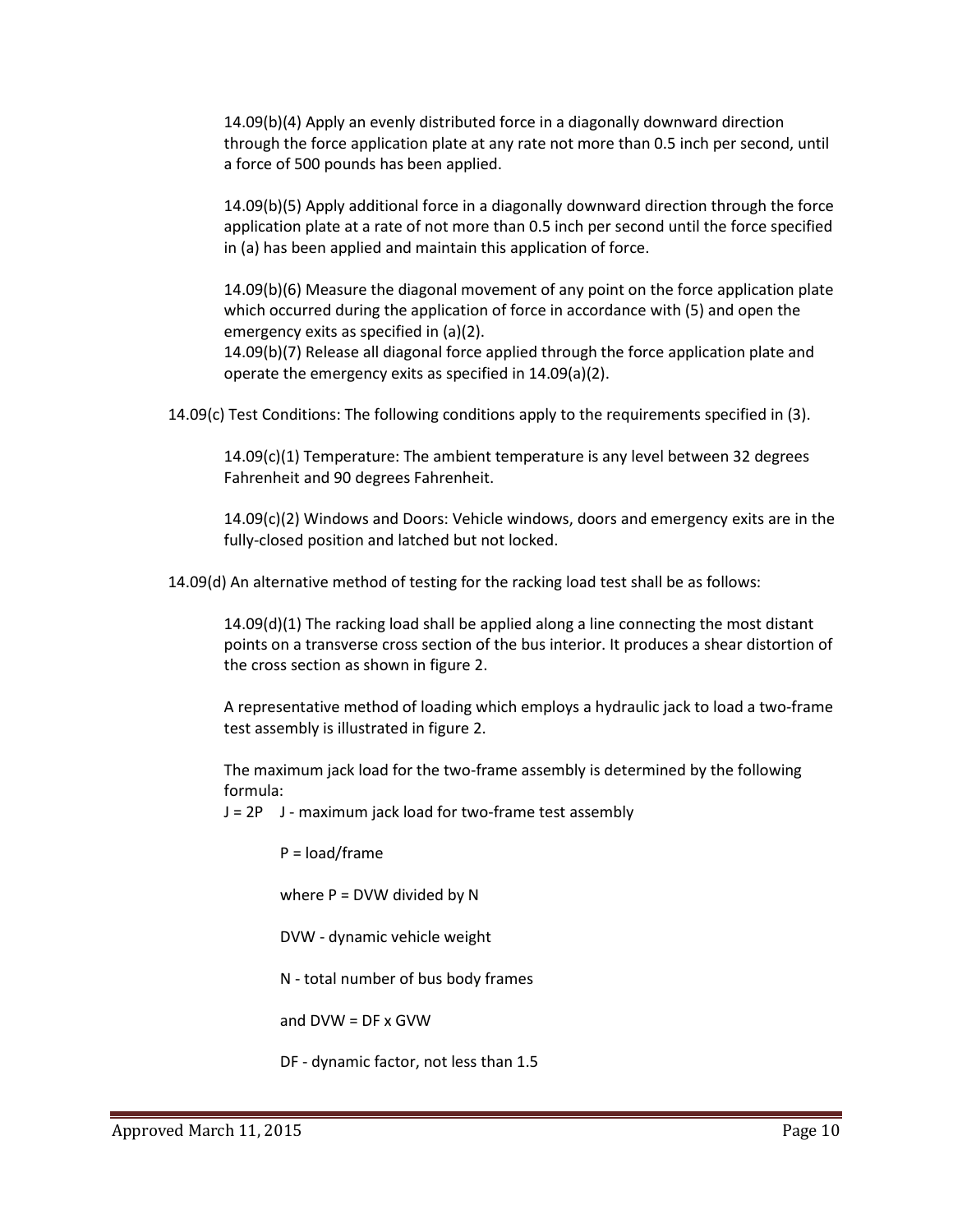14.09(b)(4) Apply an evenly distributed force in a diagonally downward direction through the force application plate at any rate not more than 0.5 inch per second, until a force of 500 pounds has been applied.

14.09(b)(5) Apply additional force in a diagonally downward direction through the force application plate at a rate of not more than 0.5 inch per second until the force specified in (a) has been applied and maintain this application of force.

14.09(b)(6) Measure the diagonal movement of any point on the force application plate which occurred during the application of force in accordance with (5) and open the emergency exits as specified in (a)(2).

14.09(b)(7) Release all diagonal force applied through the force application plate and operate the emergency exits as specified in 14.09(a)(2).

14.09(c) Test Conditions: The following conditions apply to the requirements specified in (3).

14.09(c)(1) Temperature: The ambient temperature is any level between 32 degrees Fahrenheit and 90 degrees Fahrenheit.

14.09(c)(2) Windows and Doors: Vehicle windows, doors and emergency exits are in the fully-closed position and latched but not locked.

14.09(d) An alternative method of testing for the racking load test shall be as follows:

14.09(d)(1) The racking load shall be applied along a line connecting the most distant points on a transverse cross section of the bus interior. It produces a shear distortion of the cross section as shown in figure 2.

A representative method of loading which employs a hydraulic jack to load a two-frame test assembly is illustrated in figure 2.

The maximum jack load for the two-frame assembly is determined by the following formula:

$J = 2P$ J - maximum jack load for two-frame test assembly

P = load/frame

where P = DVW divided by N

DVW - dynamic vehicle weight

N - total number of bus body frames

and DVW = DF x GVW

DF - dynamic factor, not less than 1.5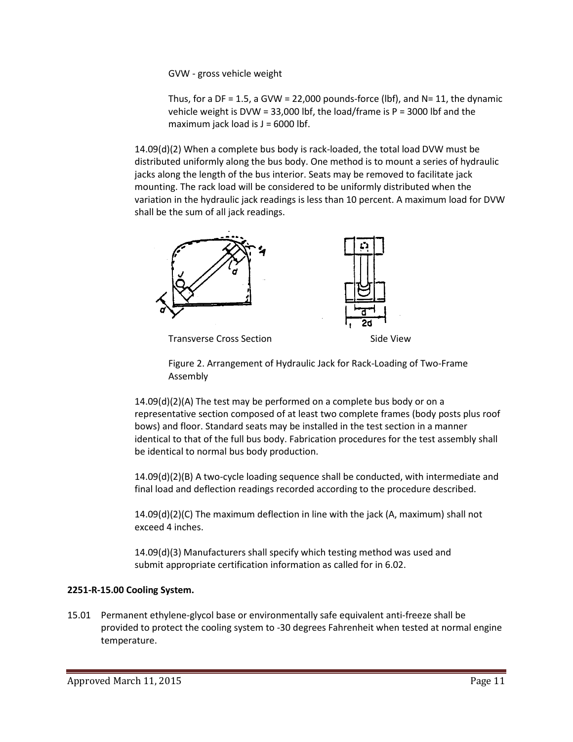GVW - gross vehicle weight

Thus, for a DF = 1.5, a GVW = 22,000 pounds-force (lbf), and N= 11, the dynamic vehicle weight is DVW = 33,000 lbf, the load/frame is P = 3000 lbf and the maximum jack load is J = 6000 lbf.

14.09(d)(2) When a complete bus body is rack-loaded, the total load DVW must be distributed uniformly along the bus body. One method is to mount a series of hydraulic jacks along the length of the bus interior. Seats may be removed to facilitate jack mounting. The rack load will be considered to be uniformly distributed when the variation in the hydraulic jack readings is less than 10 percent. A maximum load for DVW shall be the sum of all jack readings.

Transverse Cross Section                Side View

Figure 2. Arrangement of Hydraulic Jack for Rack-Loading of Two-Frame Assembly

14.09(d)(2)(A) The test may be performed on a complete bus body or on a representative section composed of at least two complete frames (body posts plus roof bows) and floor. Standard seats may be installed in the test section in a manner identical to that of the full bus body. Fabrication procedures for the test assembly shall be identical to normal bus body production.

14.09(d)(2)(B) A two-cycle loading sequence shall be conducted, with intermediate and final load and deflection readings recorded according to the procedure described.

14.09(d)(2)(C) The maximum deflection in line with the jack (A, maximum) shall not exceed 4 inches.

14.09(d)(3) Manufacturers shall specify which testing method was used and submit appropriate certification information as called for in 6.02.

**2251-R-15.00 Cooling System.**

15.01 Permanent ethylene-glycol base or environmentally safe equivalent anti-freeze shall be provided to protect the cooling system to -30 degrees Fahrenheit when tested at normal engine temperature.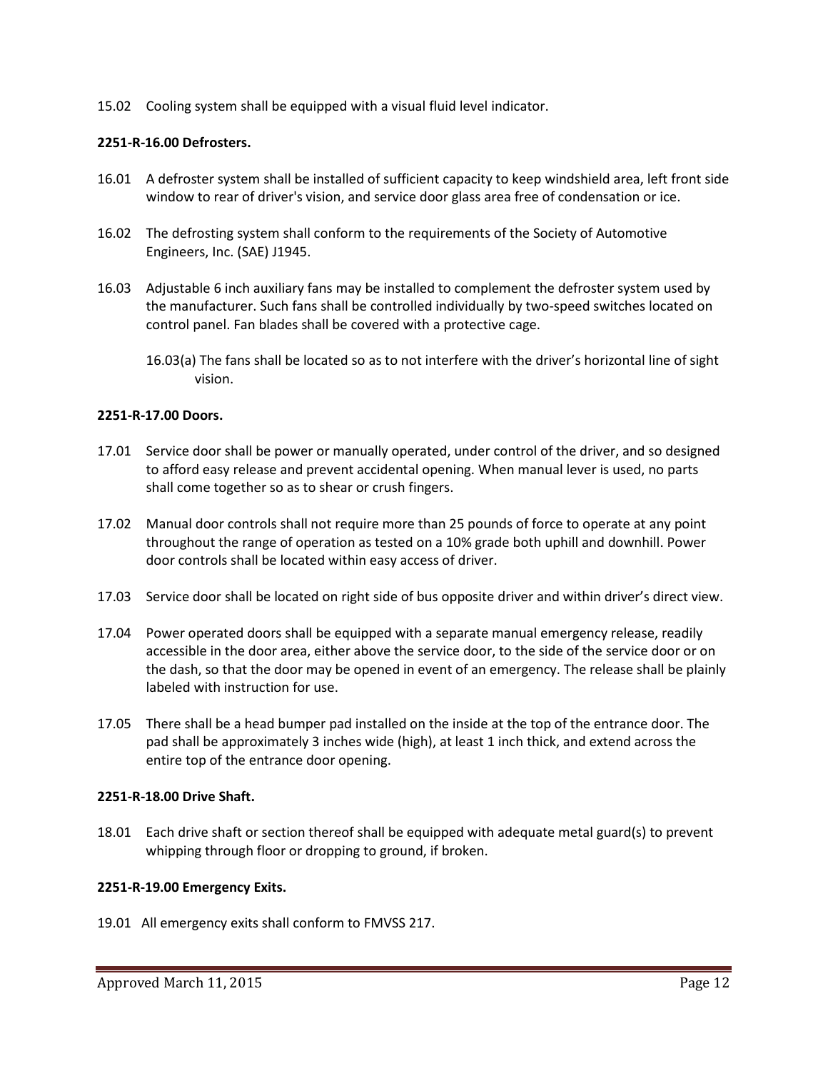15.02 Cooling system shall be equipped with a visual fluid level indicator.

**2251-R-16.00 Defrosters.**

16.01 A defroster system shall be installed of sufficient capacity to keep windshield area, left front side window to rear of driver's vision, and service door glass area free of condensation or ice.

16.02 The defrosting system shall conform to the requirements of the Society of Automotive Engineers, Inc. (SAE) J1945.

16.03 Adjustable 6 inch auxiliary fans may be installed to complement the defroster system used by the manufacturer. Such fans shall be controlled individually by two-speed switches located on control panel. Fan blades shall be covered with a protective cage.

16.03(a) The fans shall be located so as to not interfere with the driver's horizontal line of sight vision.

**2251-R-17.00 Doors.**

17.01 Service door shall be power or manually operated, under control of the driver, and so designed to afford easy release and prevent accidental opening. When manual lever is used, no parts shall come together so as to shear or crush fingers.

17.02 Manual door controls shall not require more than 25 pounds of force to operate at any point throughout the range of operation as tested on a 10% grade both uphill and downhill. Power door controls shall be located within easy access of driver.

17.03 Service door shall be located on right side of bus opposite driver and within driver's direct view.

17.04 Power operated doors shall be equipped with a separate manual emergency release, readily accessible in the door area, either above the service door, to the side of the service door or on the dash, so that the door may be opened in event of an emergency. The release shall be plainly labeled with instruction for use.

17.05 There shall be a head bumper pad installed on the inside at the top of the entrance door. The pad shall be approximately 3 inches wide (high), at least 1 inch thick, and extend across the entire top of the entrance door opening.

**2251-R-18.00 Drive Shaft.**

18.01 Each drive shaft or section thereof shall be equipped with adequate metal guard(s) to prevent whipping through floor or dropping to ground, if broken.

**2251-R-19.00 Emergency Exits.**

19.01 All emergency exits shall conform to FMVSS 217.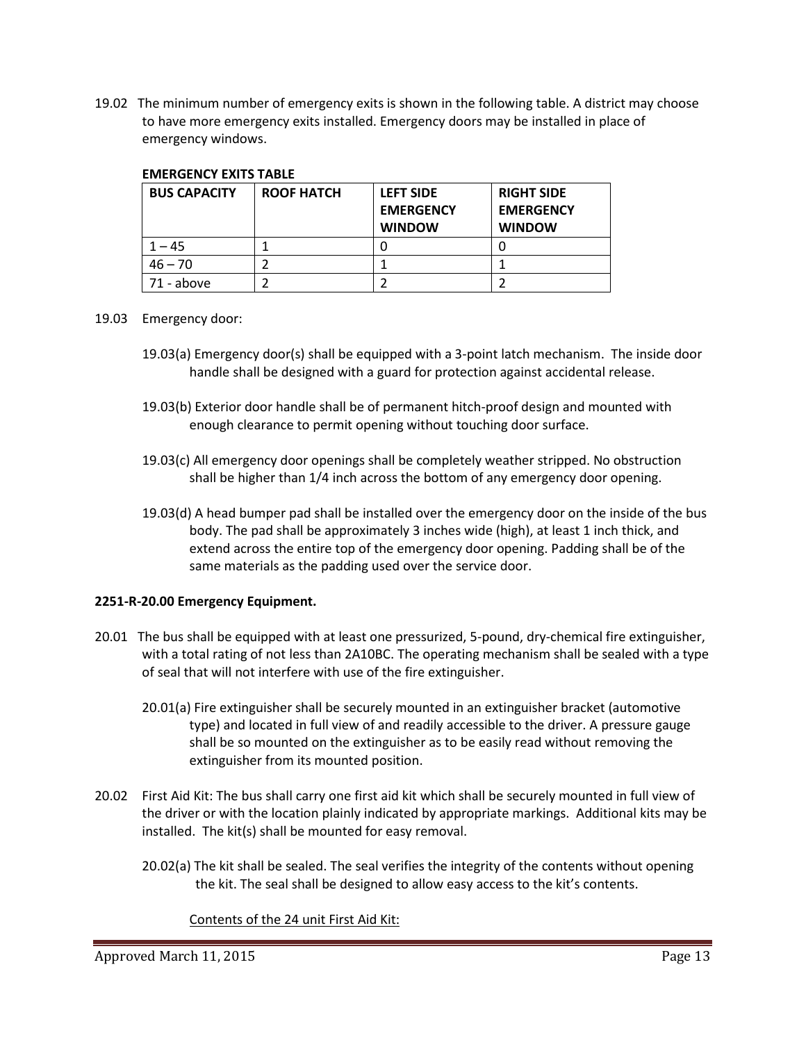19.02 The minimum number of emergency exits is shown in the following table. A district may choose to have more emergency exits installed. Emergency doors may be installed in place of emergency windows.

**EMERGENCY EXITS TABLE**

| BUS CAPACITY | ROOF HATCH | LEFT SIDE EMERGENCY WINDOW | RIGHT SIDE EMERGENCY WINDOW |
|---|---|---|---|
| 1 – 45 | 1 | 0 | 0 |
| 46 – 70 | 2 | 1 | 1 |
| 71 - above | 2 | 2 | 2 |

19.03 Emergency door:

19.03(a) Emergency door(s) shall be equipped with a 3-point latch mechanism. The inside door handle shall be designed with a guard for protection against accidental release.

19.03(b) Exterior door handle shall be of permanent hitch-proof design and mounted with enough clearance to permit opening without touching door surface.

19.03(c) All emergency door openings shall be completely weather stripped. No obstruction shall be higher than 1/4 inch across the bottom of any emergency door opening.

19.03(d) A head bumper pad shall be installed over the emergency door on the inside of the bus body. The pad shall be approximately 3 inches wide (high), at least 1 inch thick, and extend across the entire top of the emergency door opening. Padding shall be of the same materials as the padding used over the service door.

**2251-R-20.00 Emergency Equipment.**

20.01 The bus shall be equipped with at least one pressurized, 5-pound, dry-chemical fire extinguisher, with a total rating of not less than 2A10BC. The operating mechanism shall be sealed with a type of seal that will not interfere with use of the fire extinguisher.

20.01(a) Fire extinguisher shall be securely mounted in an extinguisher bracket (automotive type) and located in full view of and readily accessible to the driver. A pressure gauge shall be so mounted on the extinguisher as to be easily read without removing the extinguisher from its mounted position.

20.02 First Aid Kit: The bus shall carry one first aid kit which shall be securely mounted in full view of the driver or with the location plainly indicated by appropriate markings. Additional kits may be installed. The kit(s) shall be mounted for easy removal.

20.02(a) The kit shall be sealed. The seal verifies the integrity of the contents without opening the kit. The seal shall be designed to allow easy access to the kit's contents.

Contents of the 24 unit First Aid Kit: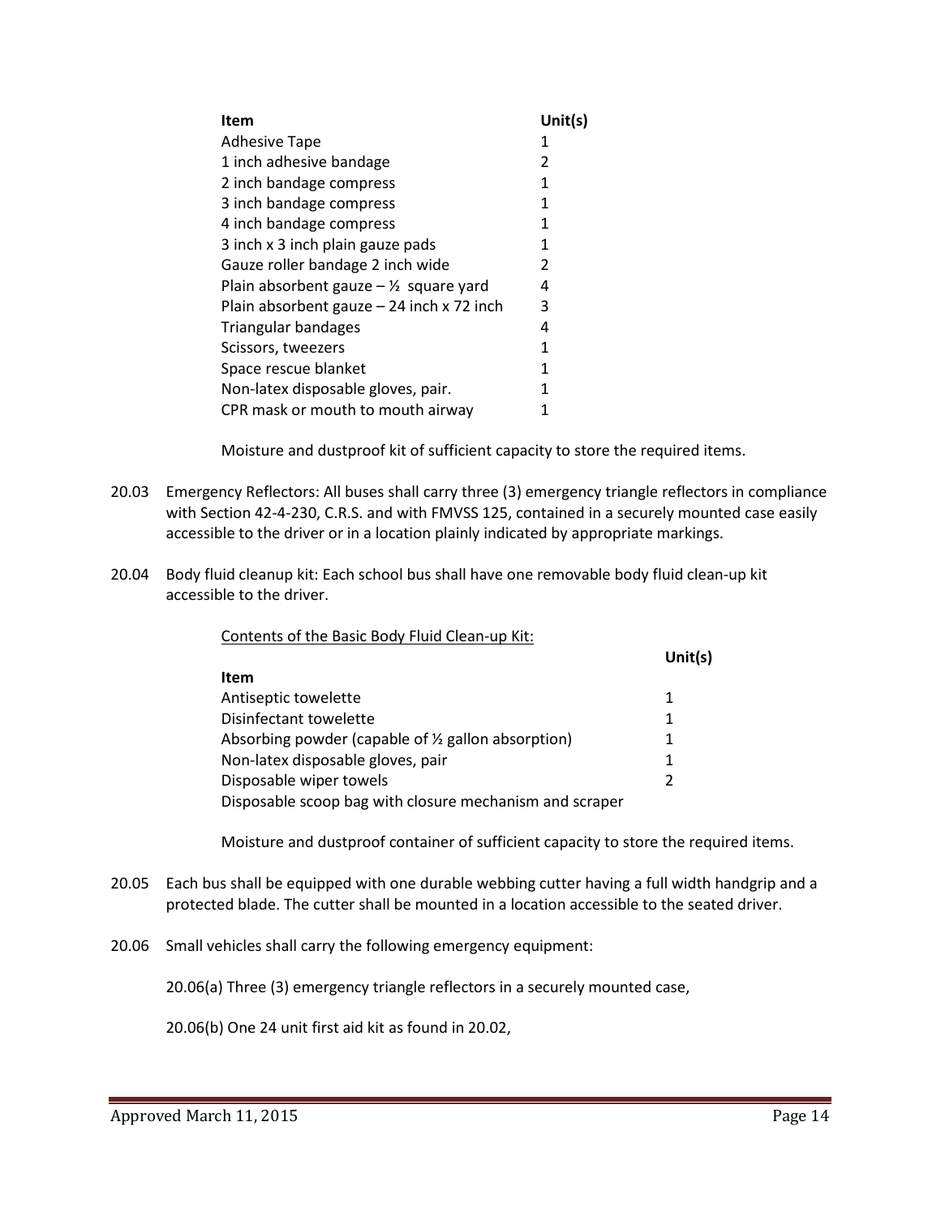| Item | Unit(s) |
|---|---|
| Adhesive Tape | 1 |
| 1 inch adhesive bandage | 2 |
| 2 inch bandage compress | 1 |
| 3 inch bandage compress | 1 |
| 4 inch bandage compress | 1 |
| 3 inch x 3 inch plain gauze pads | 1 |
| Gauze roller bandage 2 inch wide | 2 |
| Plain absorbent gauze – ½ square yard | 4 |
| Plain absorbent gauze – 24 inch x 72 inch | 3 |
| Triangular bandages | 4 |
| Scissors, tweezers | 1 |
| Space rescue blanket | 1 |
| Non-latex disposable gloves, pair. | 1 |
| CPR mask or mouth to mouth airway | 1 |

Moisture and dustproof kit of sufficient capacity to store the required items.

20.03 Emergency Reflectors: All buses shall carry three (3) emergency triangle reflectors in compliance with Section 42-4-230, C.R.S. and with FMVSS 125, contained in a securely mounted case easily accessible to the driver or in a location plainly indicated by appropriate markings.

20.04 Body fluid cleanup kit: Each school bus shall have one removable body fluid clean-up kit accessible to the driver.

Contents of the Basic Body Fluid Clean-up Kit:

| Item | Unit(s) |
|---|---|
| Antiseptic towelette | 1 |
| Disinfectant towelette | 1 |
| Absorbing powder (capable of ½ gallon absorption) | 1 |
| Non-latex disposable gloves, pair | 1 |
| Disposable wiper towels | 2 |
| Disposable scoop bag with closure mechanism and scraper | |

Moisture and dustproof container of sufficient capacity to store the required items.

20.05 Each bus shall be equipped with one durable webbing cutter having a full width handgrip and a protected blade. The cutter shall be mounted in a location accessible to the seated driver.

20.06 Small vehicles shall carry the following emergency equipment:

20.06(a) Three (3) emergency triangle reflectors in a securely mounted case,

20.06(b) One 24 unit first aid kit as found in 20.02,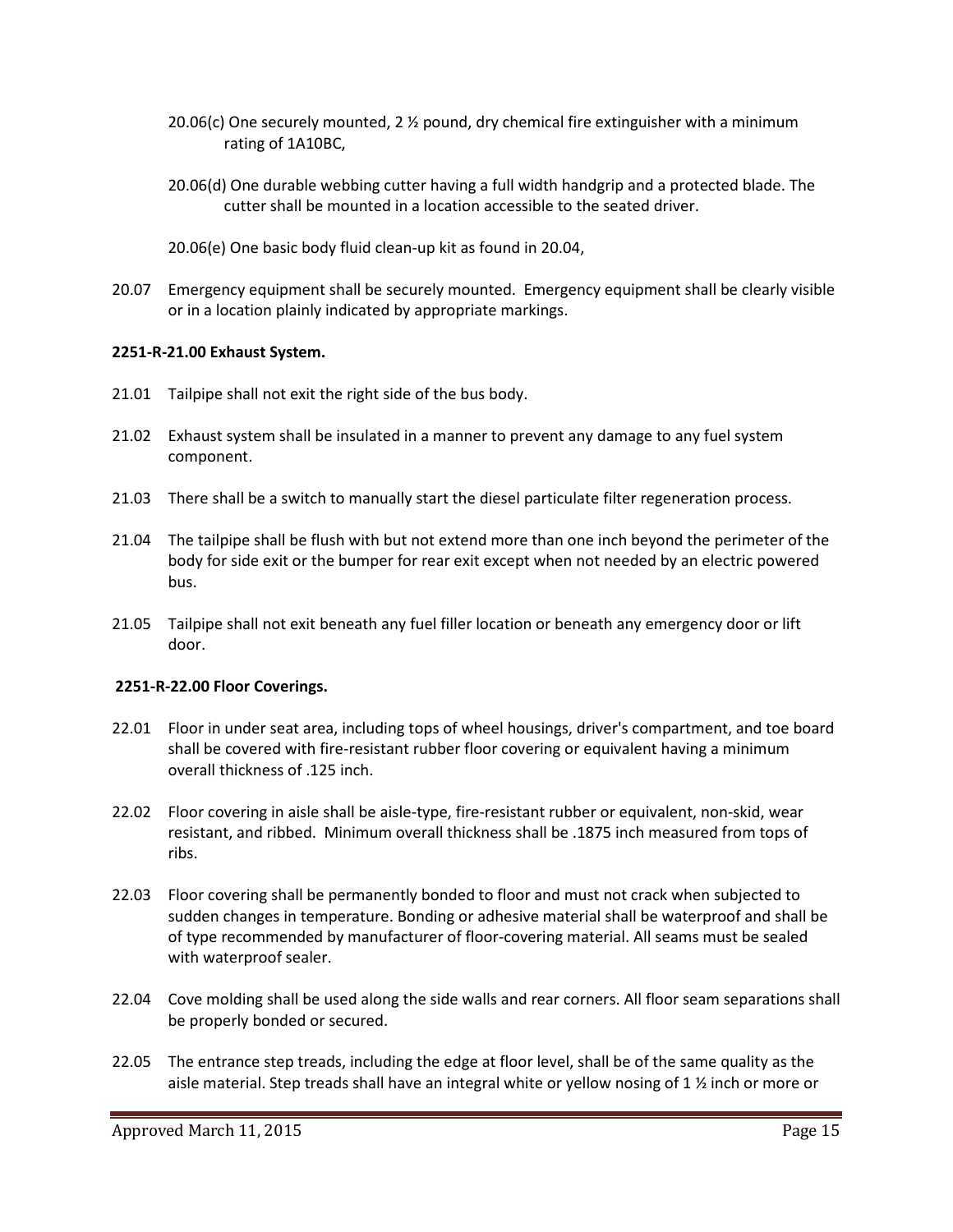20.06(c) One securely mounted, 2 ½ pound, dry chemical fire extinguisher with a minimum rating of 1A10BC,

20.06(d) One durable webbing cutter having a full width handgrip and a protected blade. The cutter shall be mounted in a location accessible to the seated driver.

20.06(e) One basic body fluid clean-up kit as found in 20.04,

20.07 Emergency equipment shall be securely mounted. Emergency equipment shall be clearly visible or in a location plainly indicated by appropriate markings.

**2251-R-21.00 Exhaust System.**

21.01 Tailpipe shall not exit the right side of the bus body.

21.02 Exhaust system shall be insulated in a manner to prevent any damage to any fuel system component.

21.03 There shall be a switch to manually start the diesel particulate filter regeneration process.

21.04 The tailpipe shall be flush with but not extend more than one inch beyond the perimeter of the body for side exit or the bumper for rear exit except when not needed by an electric powered bus.

21.05 Tailpipe shall not exit beneath any fuel filler location or beneath any emergency door or lift door.

**2251-R-22.00 Floor Coverings.**

22.01 Floor in under seat area, including tops of wheel housings, driver's compartment, and toe board shall be covered with fire-resistant rubber floor covering or equivalent having a minimum overall thickness of .125 inch.

22.02 Floor covering in aisle shall be aisle-type, fire-resistant rubber or equivalent, non-skid, wear resistant, and ribbed. Minimum overall thickness shall be .1875 inch measured from tops of ribs.

22.03 Floor covering shall be permanently bonded to floor and must not crack when subjected to sudden changes in temperature. Bonding or adhesive material shall be waterproof and shall be of type recommended by manufacturer of floor-covering material. All seams must be sealed with waterproof sealer.

22.04 Cove molding shall be used along the side walls and rear corners. All floor seam separations shall be properly bonded or secured.

22.05 The entrance step treads, including the edge at floor level, shall be of the same quality as the aisle material. Step treads shall have an integral white or yellow nosing of 1 ½ inch or more or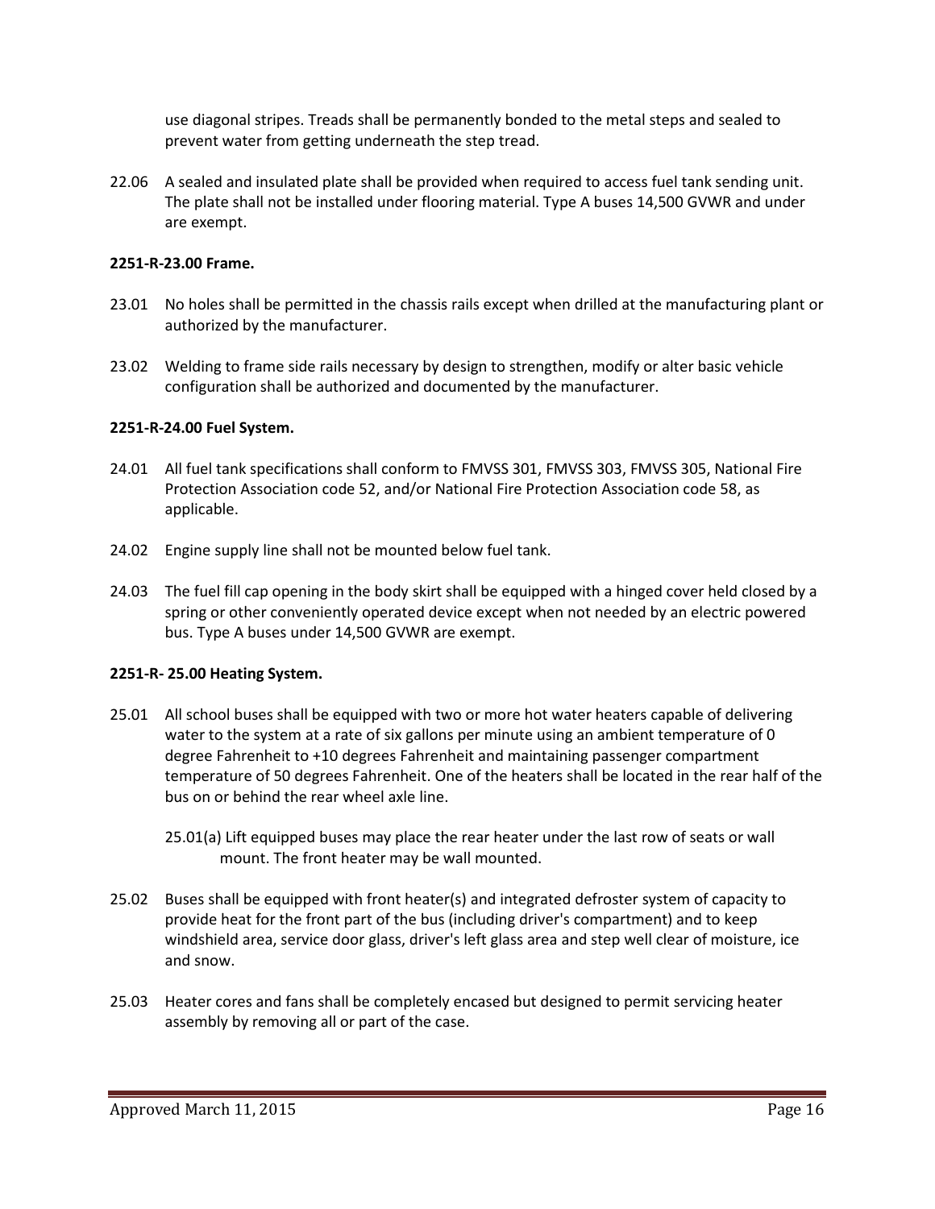use diagonal stripes. Treads shall be permanently bonded to the metal steps and sealed to prevent water from getting underneath the step tread.

22.06 A sealed and insulated plate shall be provided when required to access fuel tank sending unit. The plate shall not be installed under flooring material. Type A buses 14,500 GVWR and under are exempt.

**2251-R-23.00 Frame.**

23.01 No holes shall be permitted in the chassis rails except when drilled at the manufacturing plant or authorized by the manufacturer.

23.02 Welding to frame side rails necessary by design to strengthen, modify or alter basic vehicle configuration shall be authorized and documented by the manufacturer.

**2251-R-24.00 Fuel System.**

24.01 All fuel tank specifications shall conform to FMVSS 301, FMVSS 303, FMVSS 305, National Fire Protection Association code 52, and/or National Fire Protection Association code 58, as applicable.

24.02 Engine supply line shall not be mounted below fuel tank.

24.03 The fuel fill cap opening in the body skirt shall be equipped with a hinged cover held closed by a spring or other conveniently operated device except when not needed by an electric powered bus. Type A buses under 14,500 GVWR are exempt.

**2251-R- 25.00 Heating System.**

25.01 All school buses shall be equipped with two or more hot water heaters capable of delivering water to the system at a rate of six gallons per minute using an ambient temperature of 0 degree Fahrenheit to +10 degrees Fahrenheit and maintaining passenger compartment temperature of 50 degrees Fahrenheit. One of the heaters shall be located in the rear half of the bus on or behind the rear wheel axle line.

25.01(a) Lift equipped buses may place the rear heater under the last row of seats or wall mount. The front heater may be wall mounted.

25.02 Buses shall be equipped with front heater(s) and integrated defroster system of capacity to provide heat for the front part of the bus (including driver's compartment) and to keep windshield area, service door glass, driver's left glass area and step well clear of moisture, ice and snow.

25.03 Heater cores and fans shall be completely encased but designed to permit servicing heater assembly by removing all or part of the case.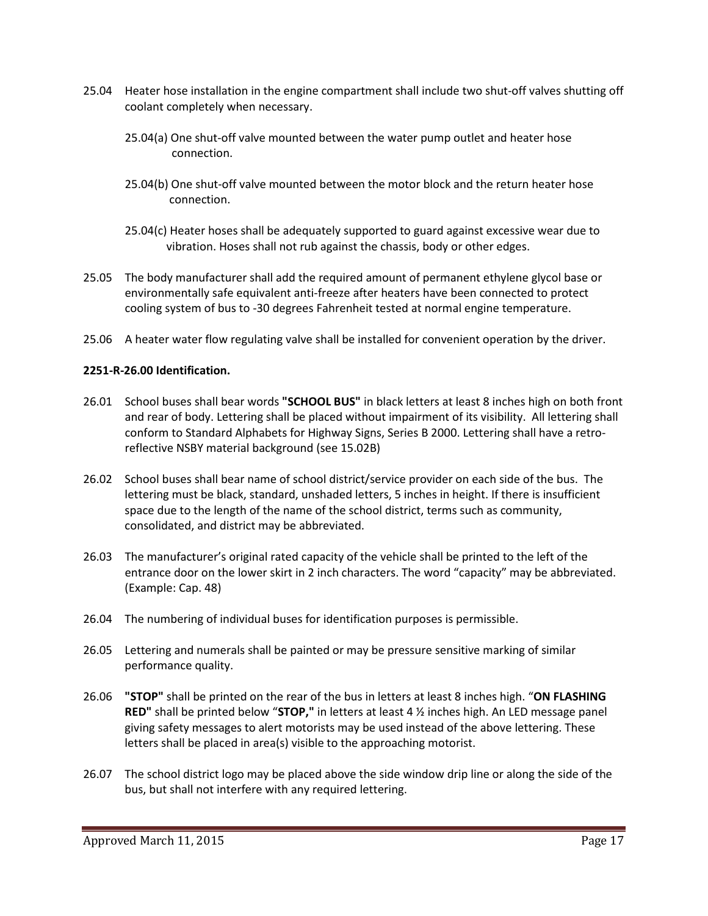25.04 Heater hose installation in the engine compartment shall include two shut-off valves shutting off coolant completely when necessary.

25.04(a) One shut-off valve mounted between the water pump outlet and heater hose connection.

25.04(b) One shut-off valve mounted between the motor block and the return heater hose connection.

25.04(c) Heater hoses shall be adequately supported to guard against excessive wear due to vibration. Hoses shall not rub against the chassis, body or other edges.

25.05 The body manufacturer shall add the required amount of permanent ethylene glycol base or environmentally safe equivalent anti-freeze after heaters have been connected to protect cooling system of bus to -30 degrees Fahrenheit tested at normal engine temperature.

25.06 A heater water flow regulating valve shall be installed for convenient operation by the driver.

**2251-R-26.00 Identification.**

26.01 School buses shall bear words **"SCHOOL BUS"** in black letters at least 8 inches high on both front and rear of body. Lettering shall be placed without impairment of its visibility. All lettering shall conform to Standard Alphabets for Highway Signs, Series B 2000. Lettering shall have a retro-reflective NSBY material background (see 15.02B)

26.02 School buses shall bear name of school district/service provider on each side of the bus. The lettering must be black, standard, unshaded letters, 5 inches in height. If there is insufficient space due to the length of the name of the school district, terms such as community, consolidated, and district may be abbreviated.

26.03 The manufacturer's original rated capacity of the vehicle shall be printed to the left of the entrance door on the lower skirt in 2 inch characters. The word "capacity" may be abbreviated. (Example: Cap. 48)

26.04 The numbering of individual buses for identification purposes is permissible.

26.05 Lettering and numerals shall be painted or may be pressure sensitive marking of similar performance quality.

26.06 **"STOP"** shall be printed on the rear of the bus in letters at least 8 inches high. "**ON FLASHING RED"** shall be printed below "**STOP,"** in letters at least 4 ½ inches high. An LED message panel giving safety messages to alert motorists may be used instead of the above lettering. These letters shall be placed in area(s) visible to the approaching motorist.

26.07 The school district logo may be placed above the side window drip line or along the side of the bus, but shall not interfere with any required lettering.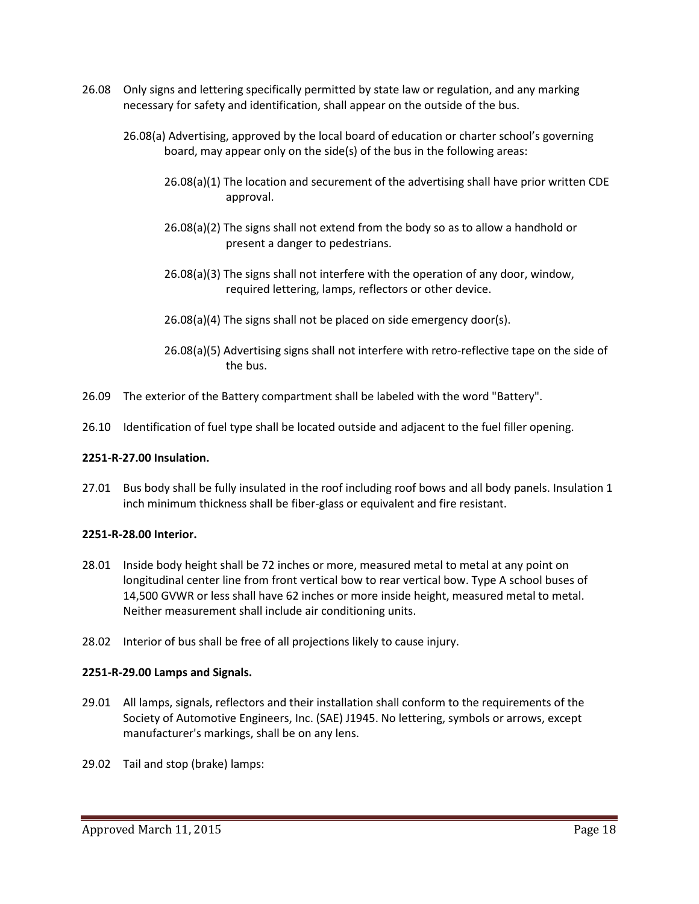26.08 Only signs and lettering specifically permitted by state law or regulation, and any marking necessary for safety and identification, shall appear on the outside of the bus.

26.08(a) Advertising, approved by the local board of education or charter school's governing board, may appear only on the side(s) of the bus in the following areas:

26.08(a)(1) The location and securement of the advertising shall have prior written CDE approval.

26.08(a)(2) The signs shall not extend from the body so as to allow a handhold or present a danger to pedestrians.

26.08(a)(3) The signs shall not interfere with the operation of any door, window, required lettering, lamps, reflectors or other device.

26.08(a)(4) The signs shall not be placed on side emergency door(s).

26.08(a)(5) Advertising signs shall not interfere with retro-reflective tape on the side of the bus.

26.09 The exterior of the Battery compartment shall be labeled with the word "Battery".

26.10 Identification of fuel type shall be located outside and adjacent to the fuel filler opening.

**2251-R-27.00 Insulation.**

27.01 Bus body shall be fully insulated in the roof including roof bows and all body panels. Insulation 1 inch minimum thickness shall be fiber-glass or equivalent and fire resistant.

**2251-R-28.00 Interior.**

28.01 Inside body height shall be 72 inches or more, measured metal to metal at any point on longitudinal center line from front vertical bow to rear vertical bow. Type A school buses of 14,500 GVWR or less shall have 62 inches or more inside height, measured metal to metal. Neither measurement shall include air conditioning units.

28.02 Interior of bus shall be free of all projections likely to cause injury.

**2251-R-29.00 Lamps and Signals.**

29.01 All lamps, signals, reflectors and their installation shall conform to the requirements of the Society of Automotive Engineers, Inc. (SAE) J1945. No lettering, symbols or arrows, except manufacturer's markings, shall be on any lens.

29.02 Tail and stop (brake) lamps: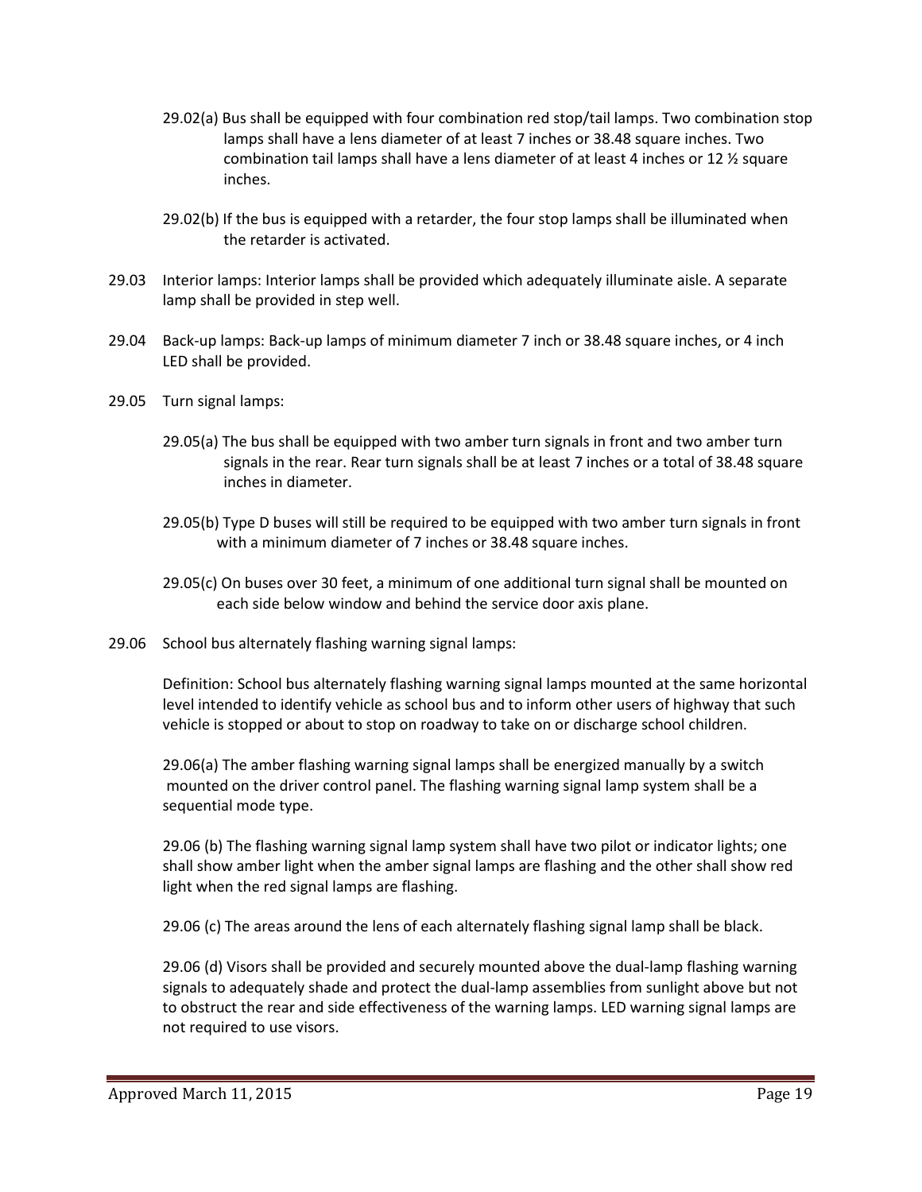29.02(a) Bus shall be equipped with four combination red stop/tail lamps. Two combination stop lamps shall have a lens diameter of at least 7 inches or 38.48 square inches. Two combination tail lamps shall have a lens diameter of at least 4 inches or 12 ½ square inches.

29.02(b) If the bus is equipped with a retarder, the four stop lamps shall be illuminated when the retarder is activated.

29.03 Interior lamps: Interior lamps shall be provided which adequately illuminate aisle. A separate lamp shall be provided in step well.

29.04 Back-up lamps: Back-up lamps of minimum diameter 7 inch or 38.48 square inches, or 4 inch LED shall be provided.

29.05 Turn signal lamps:

29.05(a) The bus shall be equipped with two amber turn signals in front and two amber turn signals in the rear. Rear turn signals shall be at least 7 inches or a total of 38.48 square inches in diameter.

29.05(b) Type D buses will still be required to be equipped with two amber turn signals in front with a minimum diameter of 7 inches or 38.48 square inches.

29.05(c) On buses over 30 feet, a minimum of one additional turn signal shall be mounted on each side below window and behind the service door axis plane.

29.06 School bus alternately flashing warning signal lamps:

Definition: School bus alternately flashing warning signal lamps mounted at the same horizontal level intended to identify vehicle as school bus and to inform other users of highway that such vehicle is stopped or about to stop on roadway to take on or discharge school children.

29.06(a) The amber flashing warning signal lamps shall be energized manually by a switch mounted on the driver control panel. The flashing warning signal lamp system shall be a sequential mode type.

29.06 (b) The flashing warning signal lamp system shall have two pilot or indicator lights; one shall show amber light when the amber signal lamps are flashing and the other shall show red light when the red signal lamps are flashing.

29.06 (c) The areas around the lens of each alternately flashing signal lamp shall be black.

29.06 (d) Visors shall be provided and securely mounted above the dual-lamp flashing warning signals to adequately shade and protect the dual-lamp assemblies from sunlight above but not to obstruct the rear and side effectiveness of the warning lamps. LED warning signal lamps are not required to use visors.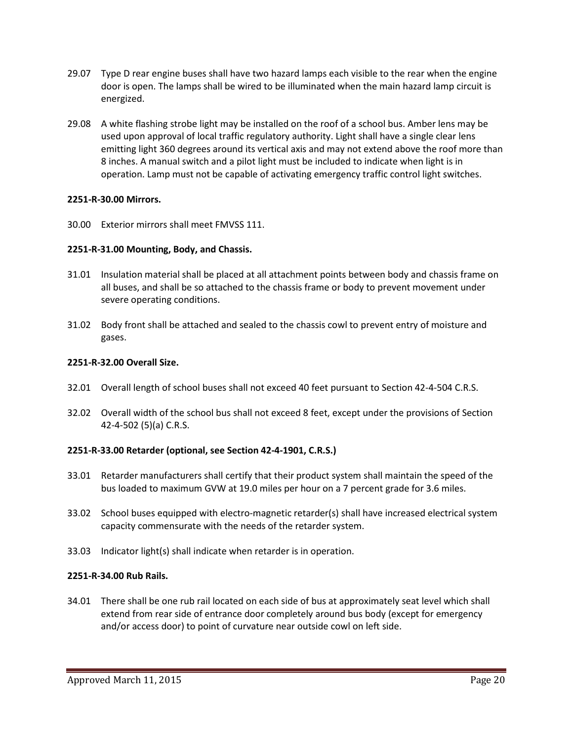29.07 Type D rear engine buses shall have two hazard lamps each visible to the rear when the engine door is open. The lamps shall be wired to be illuminated when the main hazard lamp circuit is energized.

29.08 A white flashing strobe light may be installed on the roof of a school bus. Amber lens may be used upon approval of local traffic regulatory authority. Light shall have a single clear lens emitting light 360 degrees around its vertical axis and may not extend above the roof more than 8 inches. A manual switch and a pilot light must be included to indicate when light is in operation. Lamp must not be capable of activating emergency traffic control light switches.

**2251-R-30.00 Mirrors.**

30.00 Exterior mirrors shall meet FMVSS 111.

**2251-R-31.00 Mounting, Body, and Chassis.**

31.01 Insulation material shall be placed at all attachment points between body and chassis frame on all buses, and shall be so attached to the chassis frame or body to prevent movement under severe operating conditions.

31.02 Body front shall be attached and sealed to the chassis cowl to prevent entry of moisture and gases.

**2251-R-32.00 Overall Size.**

32.01 Overall length of school buses shall not exceed 40 feet pursuant to Section 42-4-504 C.R.S.

32.02 Overall width of the school bus shall not exceed 8 feet, except under the provisions of Section 42-4-502 (5)(a) C.R.S.

**2251-R-33.00 Retarder (optional, see Section 42-4-1901, C.R.S.)**

33.01 Retarder manufacturers shall certify that their product system shall maintain the speed of the bus loaded to maximum GVW at 19.0 miles per hour on a 7 percent grade for 3.6 miles.

33.02 School buses equipped with electro-magnetic retarder(s) shall have increased electrical system capacity commensurate with the needs of the retarder system.

33.03 Indicator light(s) shall indicate when retarder is in operation.

**2251-R-34.00 Rub Rails.**

34.01 There shall be one rub rail located on each side of bus at approximately seat level which shall extend from rear side of entrance door completely around bus body (except for emergency and/or access door) to point of curvature near outside cowl on left side.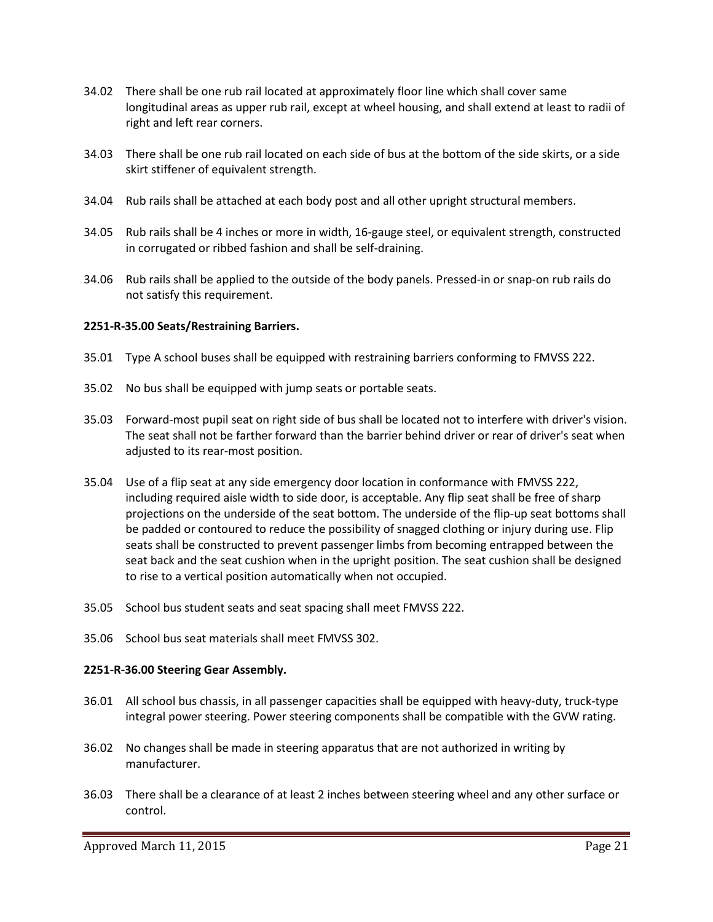34.02 There shall be one rub rail located at approximately floor line which shall cover same longitudinal areas as upper rub rail, except at wheel housing, and shall extend at least to radii of right and left rear corners.

34.03 There shall be one rub rail located on each side of bus at the bottom of the side skirts, or a side skirt stiffener of equivalent strength.

34.04 Rub rails shall be attached at each body post and all other upright structural members.

34.05 Rub rails shall be 4 inches or more in width, 16-gauge steel, or equivalent strength, constructed in corrugated or ribbed fashion and shall be self-draining.

34.06 Rub rails shall be applied to the outside of the body panels. Pressed-in or snap-on rub rails do not satisfy this requirement.

**2251-R-35.00 Seats/Restraining Barriers.**

35.01 Type A school buses shall be equipped with restraining barriers conforming to FMVSS 222.

35.02 No bus shall be equipped with jump seats or portable seats.

35.03 Forward-most pupil seat on right side of bus shall be located not to interfere with driver's vision. The seat shall not be farther forward than the barrier behind driver or rear of driver's seat when adjusted to its rear-most position.

35.04 Use of a flip seat at any side emergency door location in conformance with FMVSS 222, including required aisle width to side door, is acceptable. Any flip seat shall be free of sharp projections on the underside of the seat bottom. The underside of the flip-up seat bottoms shall be padded or contoured to reduce the possibility of snagged clothing or injury during use. Flip seats shall be constructed to prevent passenger limbs from becoming entrapped between the seat back and the seat cushion when in the upright position. The seat cushion shall be designed to rise to a vertical position automatically when not occupied.

35.05 School bus student seats and seat spacing shall meet FMVSS 222.

35.06 School bus seat materials shall meet FMVSS 302.

**2251-R-36.00 Steering Gear Assembly.**

36.01 All school bus chassis, in all passenger capacities shall be equipped with heavy-duty, truck-type integral power steering. Power steering components shall be compatible with the GVW rating.

36.02 No changes shall be made in steering apparatus that are not authorized in writing by manufacturer.

36.03 There shall be a clearance of at least 2 inches between steering wheel and any other surface or control.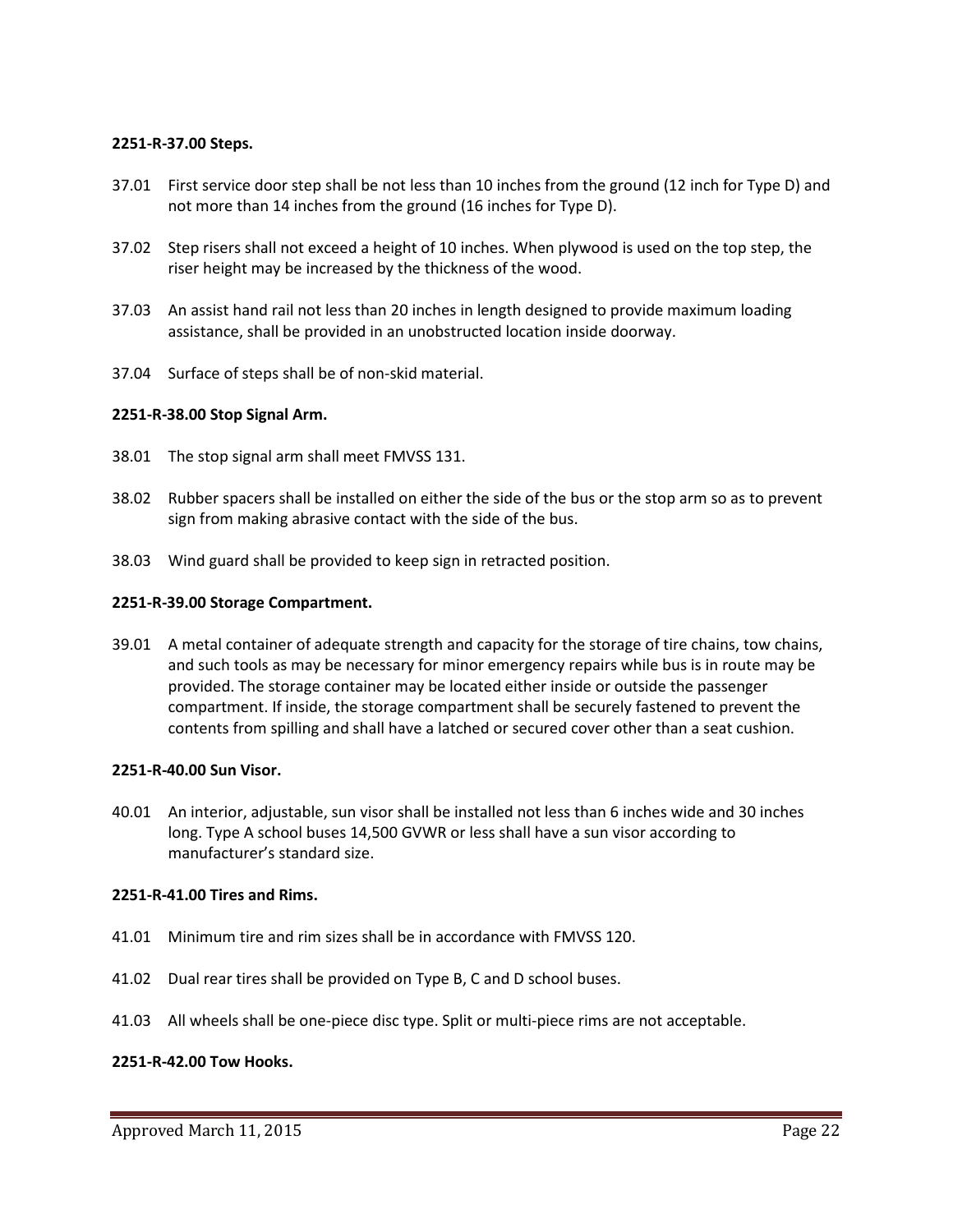**2251-R-37.00 Steps.**

37.01 First service door step shall be not less than 10 inches from the ground (12 inch for Type D) and not more than 14 inches from the ground (16 inches for Type D).

37.02 Step risers shall not exceed a height of 10 inches. When plywood is used on the top step, the riser height may be increased by the thickness of the wood.

37.03 An assist hand rail not less than 20 inches in length designed to provide maximum loading assistance, shall be provided in an unobstructed location inside doorway.

37.04 Surface of steps shall be of non-skid material.

**2251-R-38.00 Stop Signal Arm.**

38.01 The stop signal arm shall meet FMVSS 131.

38.02 Rubber spacers shall be installed on either the side of the bus or the stop arm so as to prevent sign from making abrasive contact with the side of the bus.

38.03 Wind guard shall be provided to keep sign in retracted position.

**2251-R-39.00 Storage Compartment.**

39.01 A metal container of adequate strength and capacity for the storage of tire chains, tow chains, and such tools as may be necessary for minor emergency repairs while bus is in route may be provided. The storage container may be located either inside or outside the passenger compartment. If inside, the storage compartment shall be securely fastened to prevent the contents from spilling and shall have a latched or secured cover other than a seat cushion.

**2251-R-40.00 Sun Visor.**

40.01 An interior, adjustable, sun visor shall be installed not less than 6 inches wide and 30 inches long. Type A school buses 14,500 GVWR or less shall have a sun visor according to manufacturer's standard size.

**2251-R-41.00 Tires and Rims.**

41.01 Minimum tire and rim sizes shall be in accordance with FMVSS 120.

41.02 Dual rear tires shall be provided on Type B, C and D school buses.

41.03 All wheels shall be one-piece disc type. Split or multi-piece rims are not acceptable.

**2251-R-42.00 Tow Hooks.**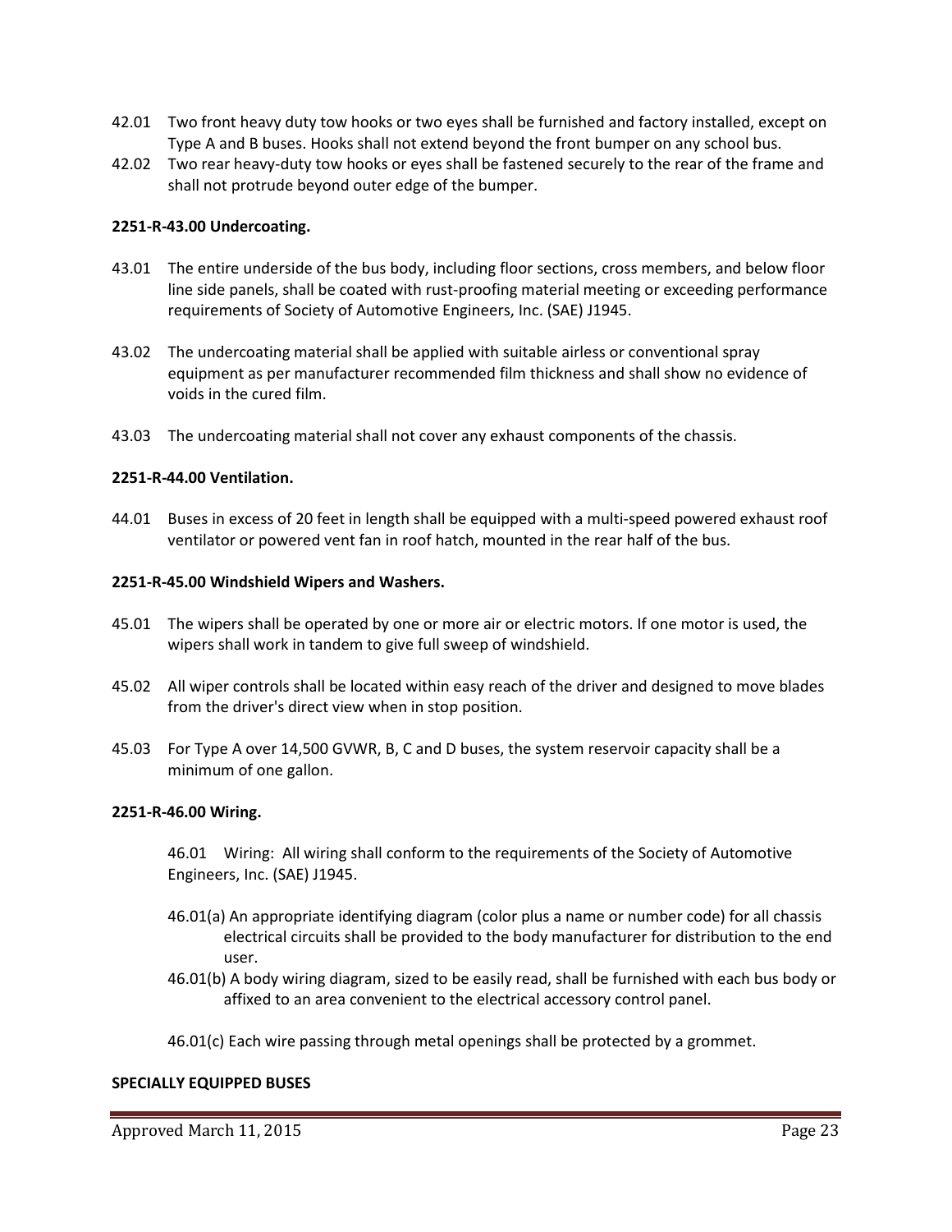42.01 Two front heavy duty tow hooks or two eyes shall be furnished and factory installed, except on Type A and B buses. Hooks shall not extend beyond the front bumper on any school bus.

42.02 Two rear heavy-duty tow hooks or eyes shall be fastened securely to the rear of the frame and shall not protrude beyond outer edge of the bumper.

**2251-R-43.00 Undercoating.**

43.01 The entire underside of the bus body, including floor sections, cross members, and below floor line side panels, shall be coated with rust-proofing material meeting or exceeding performance requirements of Society of Automotive Engineers, Inc. (SAE) J1945.

43.02 The undercoating material shall be applied with suitable airless or conventional spray equipment as per manufacturer recommended film thickness and shall show no evidence of voids in the cured film.

43.03 The undercoating material shall not cover any exhaust components of the chassis.

**2251-R-44.00 Ventilation.**

44.01 Buses in excess of 20 feet in length shall be equipped with a multi-speed powered exhaust roof ventilator or powered vent fan in roof hatch, mounted in the rear half of the bus.

**2251-R-45.00 Windshield Wipers and Washers.**

45.01 The wipers shall be operated by one or more air or electric motors. If one motor is used, the wipers shall work in tandem to give full sweep of windshield.

45.02 All wiper controls shall be located within easy reach of the driver and designed to move blades from the driver's direct view when in stop position.

45.03 For Type A over 14,500 GVWR, B, C and D buses, the system reservoir capacity shall be a minimum of one gallon.

**2251-R-46.00 Wiring.**

46.01 Wiring: All wiring shall conform to the requirements of the Society of Automotive Engineers, Inc. (SAE) J1945.

46.01(a) An appropriate identifying diagram (color plus a name or number code) for all chassis electrical circuits shall be provided to the body manufacturer for distribution to the end user.

46.01(b) A body wiring diagram, sized to be easily read, shall be furnished with each bus body or affixed to an area convenient to the electrical accessory control panel.

46.01(c) Each wire passing through metal openings shall be protected by a grommet.

**SPECIALLY EQUIPPED BUSES**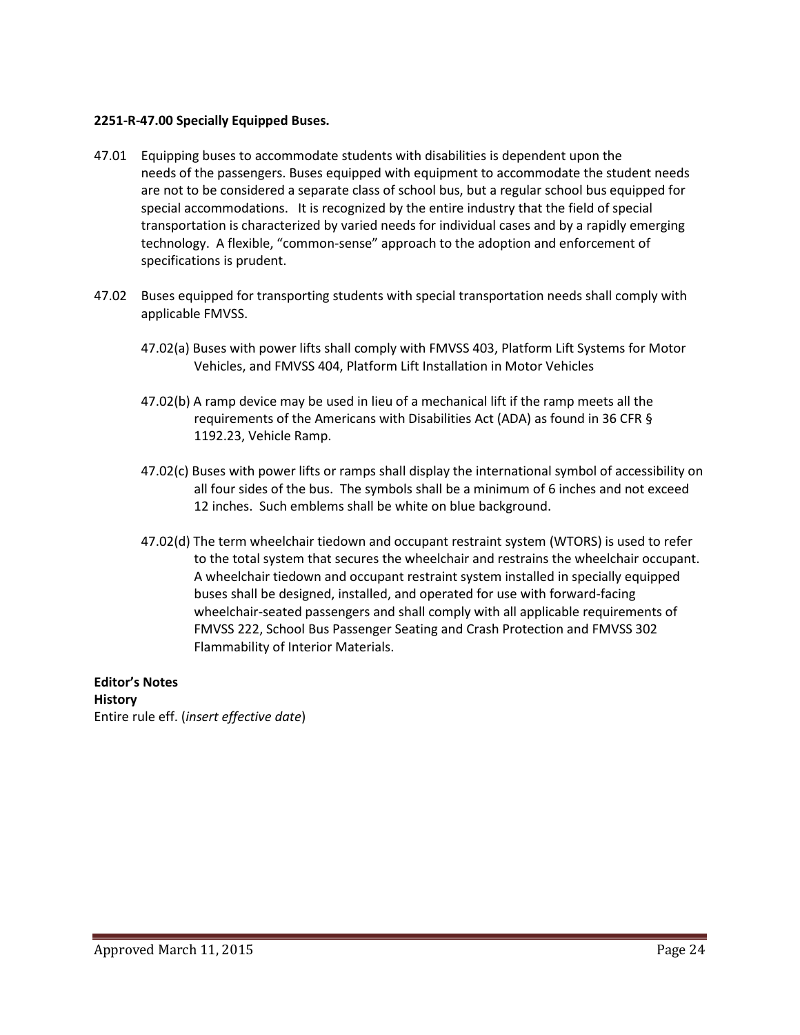**2251-R-47.00 Specially Equipped Buses.**

47.01 Equipping buses to accommodate students with disabilities is dependent upon the needs of the passengers. Buses equipped with equipment to accommodate the student needs are not to be considered a separate class of school bus, but a regular school bus equipped for special accommodations. It is recognized by the entire industry that the field of special transportation is characterized by varied needs for individual cases and by a rapidly emerging technology. A flexible, "common-sense" approach to the adoption and enforcement of specifications is prudent.

47.02 Buses equipped for transporting students with special transportation needs shall comply with applicable FMVSS.

47.02(a) Buses with power lifts shall comply with FMVSS 403, Platform Lift Systems for Motor Vehicles, and FMVSS 404, Platform Lift Installation in Motor Vehicles

47.02(b) A ramp device may be used in lieu of a mechanical lift if the ramp meets all the requirements of the Americans with Disabilities Act (ADA) as found in 36 CFR § 1192.23, Vehicle Ramp.

47.02(c) Buses with power lifts or ramps shall display the international symbol of accessibility on all four sides of the bus. The symbols shall be a minimum of 6 inches and not exceed 12 inches. Such emblems shall be white on blue background.

47.02(d) The term wheelchair tiedown and occupant restraint system (WTORS) is used to refer to the total system that secures the wheelchair and restrains the wheelchair occupant. A wheelchair tiedown and occupant restraint system installed in specially equipped buses shall be designed, installed, and operated for use with forward-facing wheelchair-seated passengers and shall comply with all applicable requirements of FMVSS 222, School Bus Passenger Seating and Crash Protection and FMVSS 302 Flammability of Interior Materials.

**Editor's Notes**
**History**
Entire rule eff. (*insert effective date*)